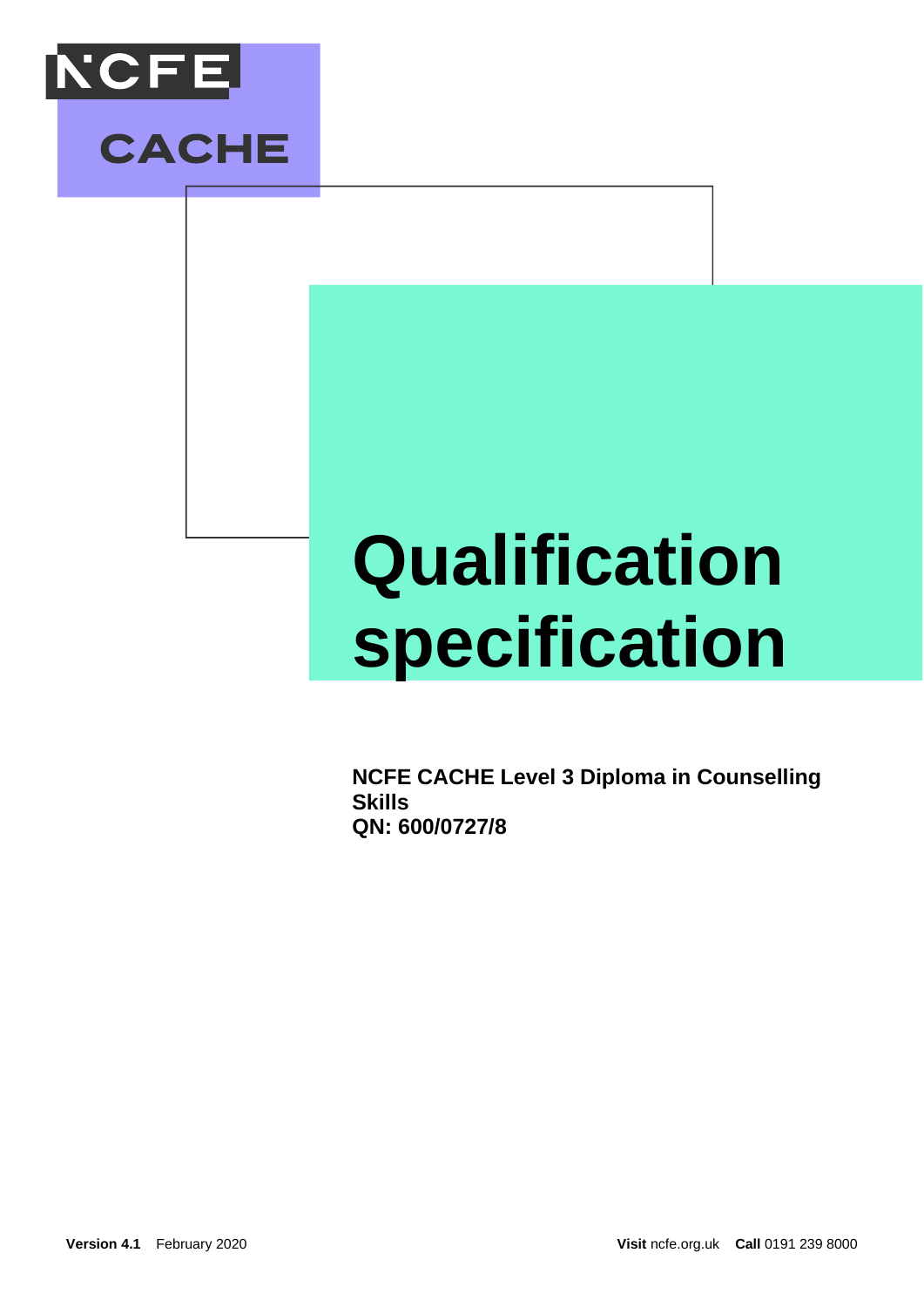NCFE

CACHE

# Qualification specification

**NCFE CACHE Level 3 Diploma in Counselling Skills**
**QN: 600/0727/8**

**Version 4.1** February 2020

**Visit** ncfe.org.uk **Call** 0191 239 8000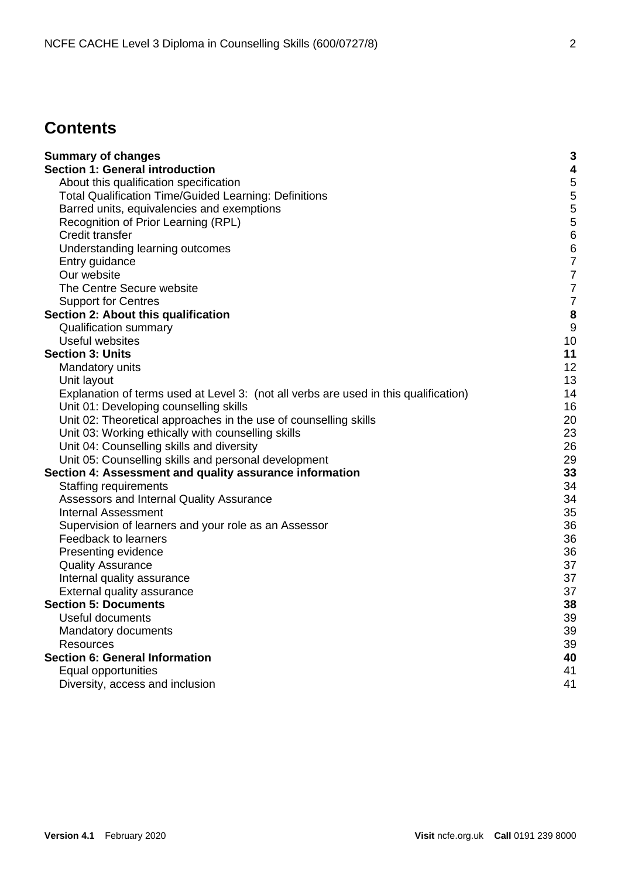# Contents

| | |
|---|---|
| **Summary of changes** | **3** |
| **Section 1: General introduction** | **4** |
| About this qualification specification | 5 |
| Total Qualification Time/Guided Learning: Definitions | 5 |
| Barred units, equivalencies and exemptions | 5 |
| Recognition of Prior Learning (RPL) | 5 |
| Credit transfer | 6 |
| Understanding learning outcomes | 6 |
| Entry guidance | 7 |
| Our website | 7 |
| The Centre Secure website | 7 |
| Support for Centres | 7 |
| **Section 2: About this qualification** | **8** |
| Qualification summary | 9 |
| Useful websites | 10 |
| **Section 3: Units** | **11** |
| Mandatory units | 12 |
| Unit layout | 13 |
| Explanation of terms used at Level 3: (not all verbs are used in this qualification) | 14 |
| Unit 01: Developing counselling skills | 16 |
| Unit 02: Theoretical approaches in the use of counselling skills | 20 |
| Unit 03: Working ethically with counselling skills | 23 |
| Unit 04: Counselling skills and diversity | 26 |
| Unit 05: Counselling skills and personal development | 29 |
| **Section 4: Assessment and quality assurance information** | **33** |
| Staffing requirements | 34 |
| Assessors and Internal Quality Assurance | 34 |
| Internal Assessment | 35 |
| Supervision of learners and your role as an Assessor | 36 |
| Feedback to learners | 36 |
| Presenting evidence | 36 |
| Quality Assurance | 37 |
| Internal quality assurance | 37 |
| External quality assurance | 37 |
| **Section 5: Documents** | **38** |
| Useful documents | 39 |
| Mandatory documents | 39 |
| Resources | 39 |
| **Section 6: General Information** | **40** |
| Equal opportunities | 41 |
| Diversity, access and inclusion | 41 |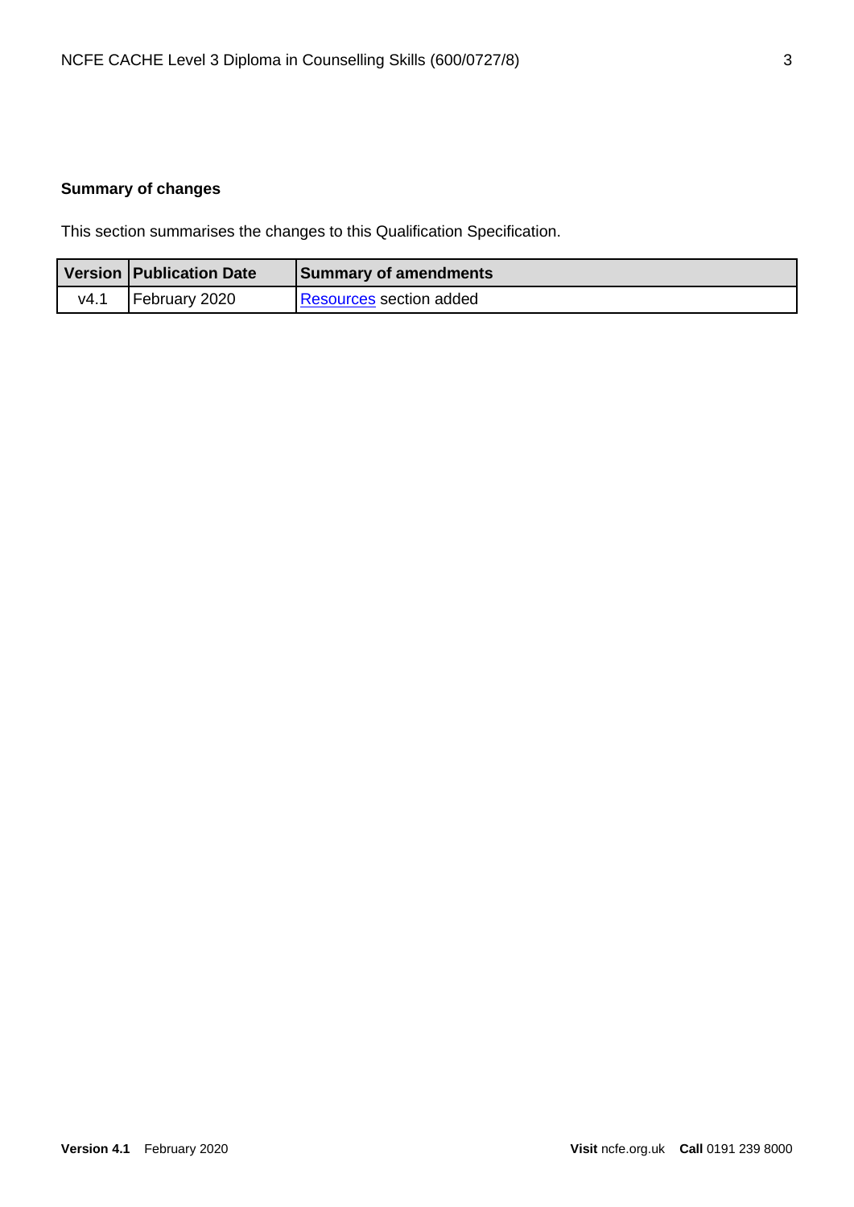**Summary of changes**

This section summarises the changes to this Qualification Specification.

| Version | Publication Date | Summary of amendments |
|---|---|---|
| v4.1 | February 2020 | Resources section added |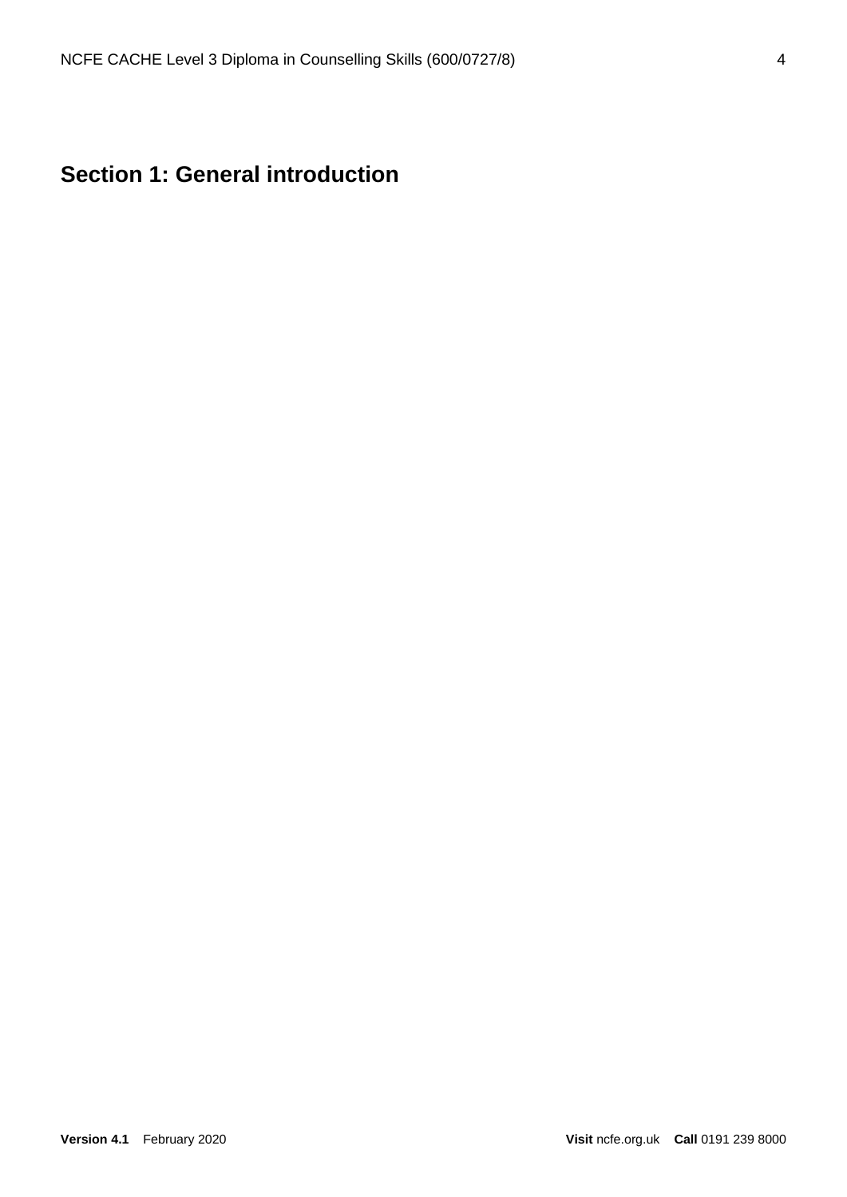# Section 1: General introduction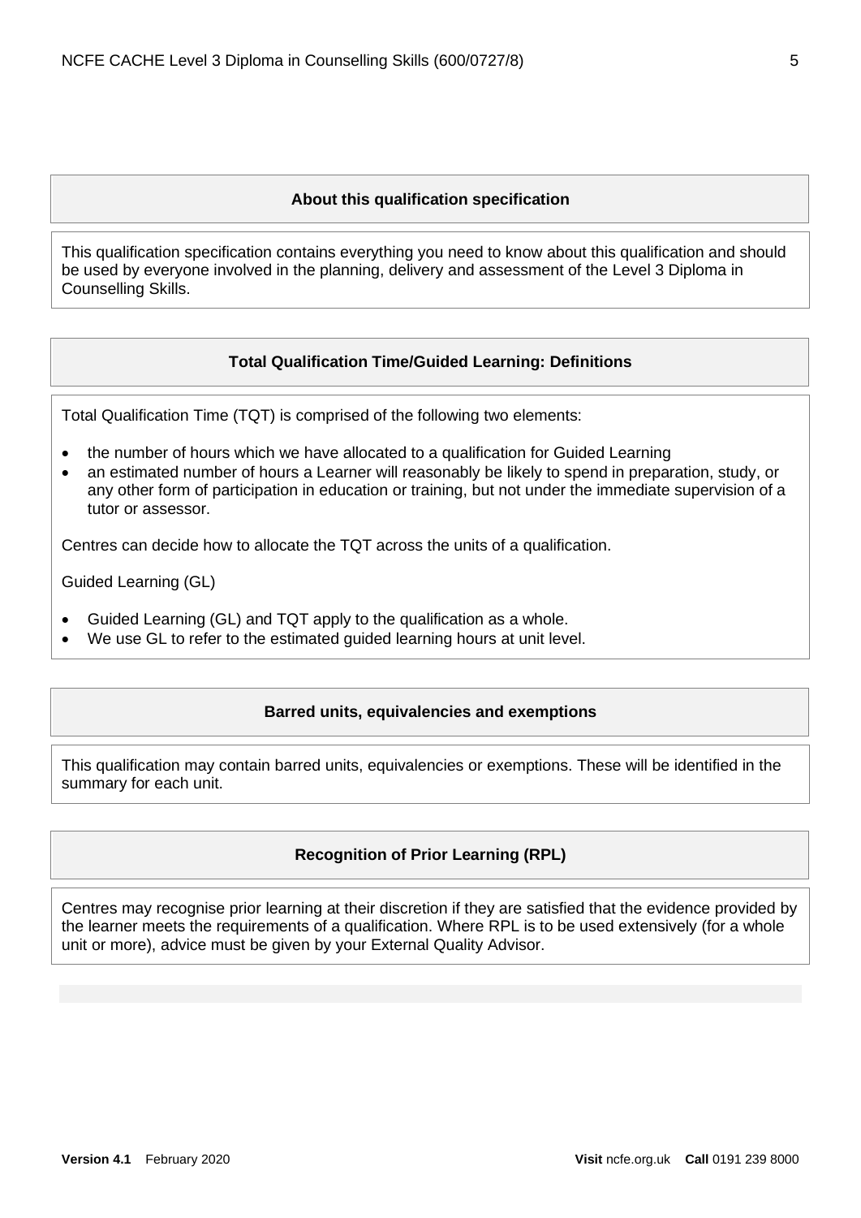## About this qualification specification

This qualification specification contains everything you need to know about this qualification and should be used by everyone involved in the planning, delivery and assessment of the Level 3 Diploma in Counselling Skills.

## Total Qualification Time/Guided Learning: Definitions

Total Qualification Time (TQT) is comprised of the following two elements:

- the number of hours which we have allocated to a qualification for Guided Learning
- an estimated number of hours a Learner will reasonably be likely to spend in preparation, study, or any other form of participation in education or training, but not under the immediate supervision of a tutor or assessor.

Centres can decide how to allocate the TQT across the units of a qualification.

Guided Learning (GL)

- Guided Learning (GL) and TQT apply to the qualification as a whole.
- We use GL to refer to the estimated guided learning hours at unit level.

## Barred units, equivalencies and exemptions

This qualification may contain barred units, equivalencies or exemptions. These will be identified in the summary for each unit.

## Recognition of Prior Learning (RPL)

Centres may recognise prior learning at their discretion if they are satisfied that the evidence provided by the learner meets the requirements of a qualification. Where RPL is to be used extensively (for a whole unit or more), advice must be given by your External Quality Advisor.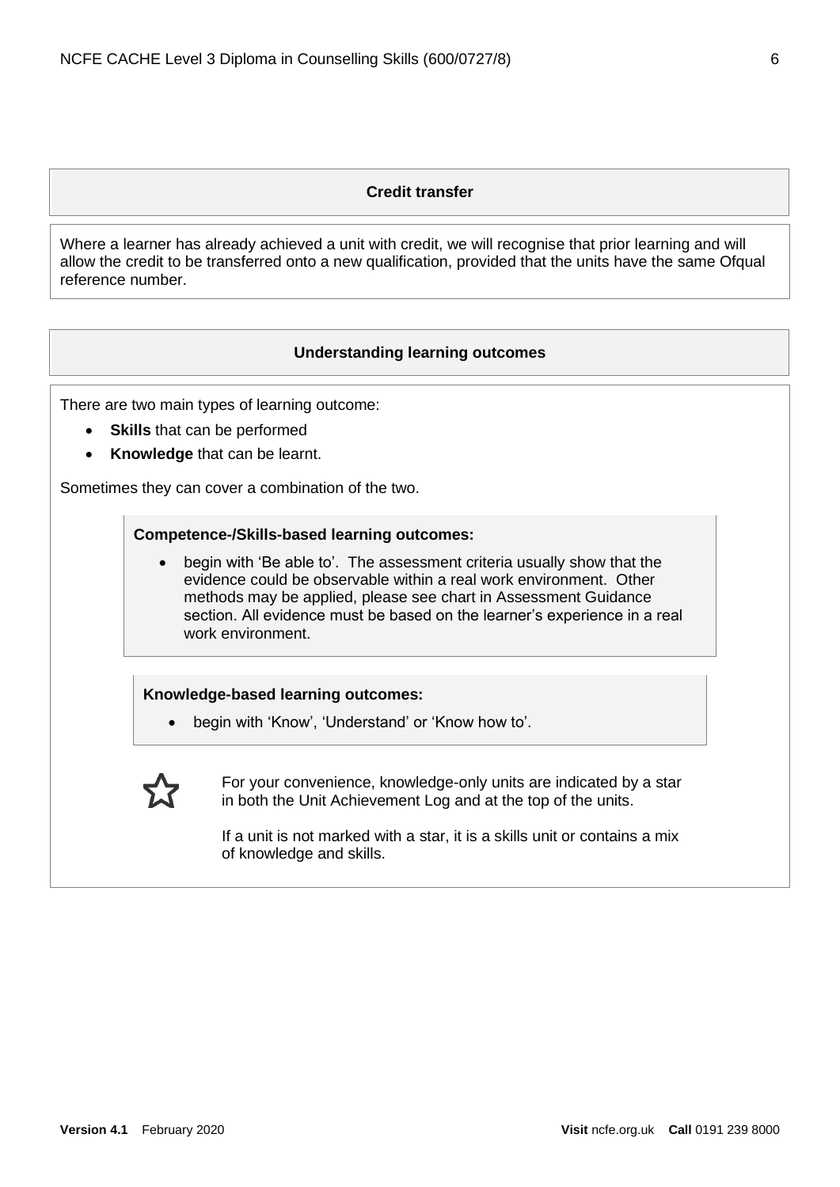## Credit transfer

Where a learner has already achieved a unit with credit, we will recognise that prior learning and will allow the credit to be transferred onto a new qualification, provided that the units have the same Ofqual reference number.

## Understanding learning outcomes

There are two main types of learning outcome:

- **Skills** that can be performed
- **Knowledge** that can be learnt.

Sometimes they can cover a combination of the two.

**Competence-/Skills-based learning outcomes:**

- begin with 'Be able to'. The assessment criteria usually show that the evidence could be observable within a real work environment. Other methods may be applied, please see chart in Assessment Guidance section. All evidence must be based on the learner's experience in a real work environment.

**Knowledge-based learning outcomes:**

- begin with 'Know', 'Understand' or 'Know how to'.

☆ For your convenience, knowledge-only units are indicated by a star in both the Unit Achievement Log and at the top of the units.

If a unit is not marked with a star, it is a skills unit or contains a mix of knowledge and skills.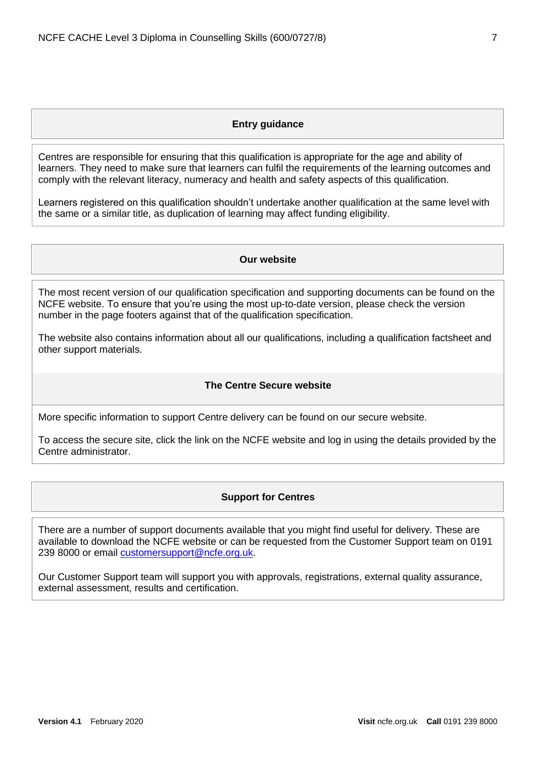## Entry guidance

Centres are responsible for ensuring that this qualification is appropriate for the age and ability of learners. They need to make sure that learners can fulfil the requirements of the learning outcomes and comply with the relevant literacy, numeracy and health and safety aspects of this qualification.

Learners registered on this qualification shouldn't undertake another qualification at the same level with the same or a similar title, as duplication of learning may affect funding eligibility.

## Our website

The most recent version of our qualification specification and supporting documents can be found on the NCFE website. To ensure that you're using the most up-to-date version, please check the version number in the page footers against that of the qualification specification.

The website also contains information about all our qualifications, including a qualification factsheet and other support materials.

## The Centre Secure website

More specific information to support Centre delivery can be found on our secure website.

To access the secure site, click the link on the NCFE website and log in using the details provided by the Centre administrator.

## Support for Centres

There are a number of support documents available that you might find useful for delivery. These are available to download the NCFE website or can be requested from the Customer Support team on 0191 239 8000 or email customersupport@ncfe.org.uk.

Our Customer Support team will support you with approvals, registrations, external quality assurance, external assessment, results and certification.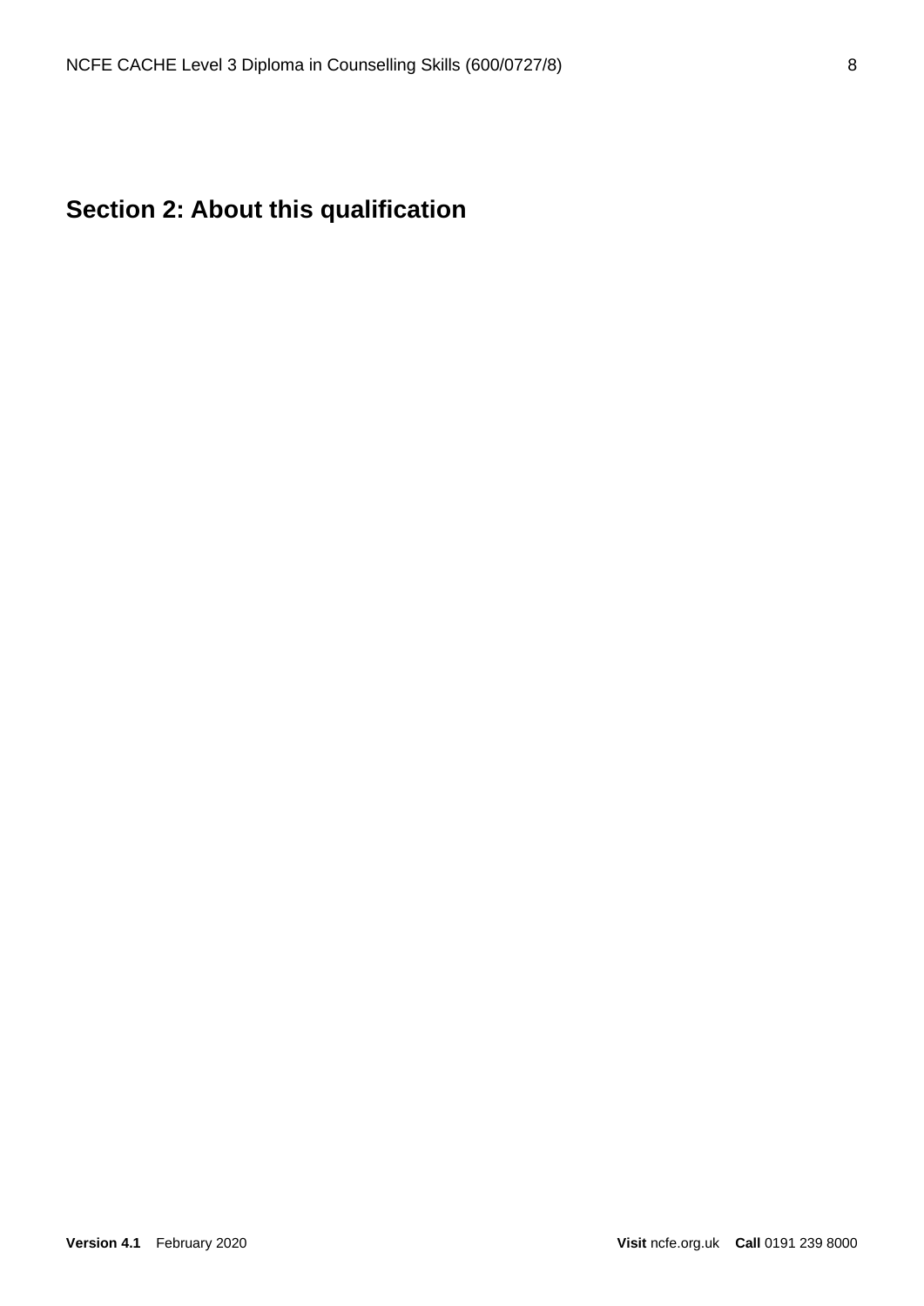# Section 2: About this qualification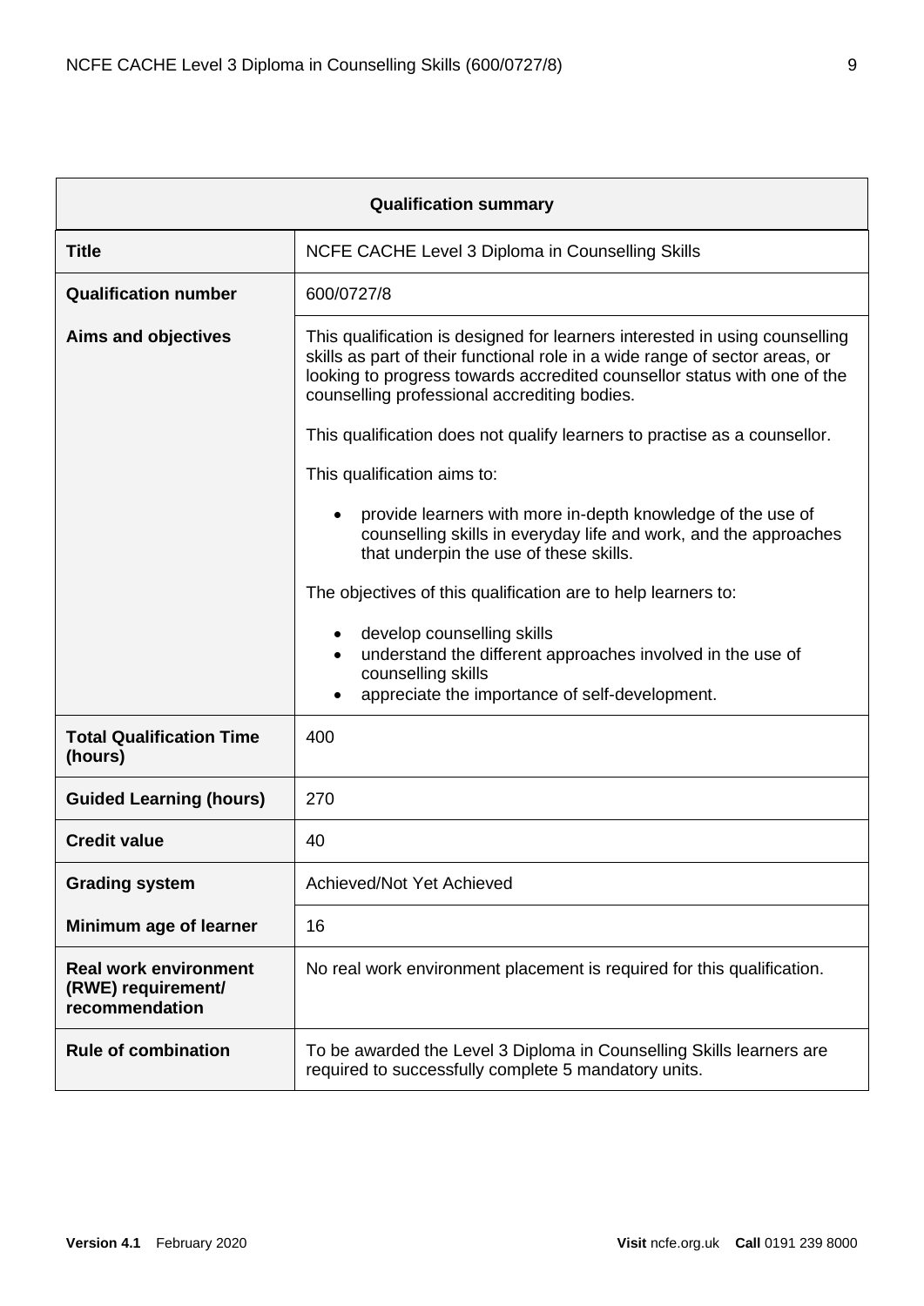| Qualification summary | |
|---|---|
| **Title** | NCFE CACHE Level 3 Diploma in Counselling Skills |
| **Qualification number** | 600/0727/8 |
| **Aims and objectives** | This qualification is designed for learners interested in using counselling skills as part of their functional role in a wide range of sector areas, or looking to progress towards accredited counsellor status with one of the counselling professional accrediting bodies.<br><br>This qualification does not qualify learners to practise as a counsellor.<br><br>This qualification aims to:<br><br>• provide learners with more in-depth knowledge of the use of counselling skills in everyday life and work, and the approaches that underpin the use of these skills.<br><br>The objectives of this qualification are to help learners to:<br><br>• develop counselling skills<br>• understand the different approaches involved in the use of counselling skills<br>• appreciate the importance of self-development. |
| **Total Qualification Time (hours)** | 400 |
| **Guided Learning (hours)** | 270 |
| **Credit value** | 40 |
| **Grading system** | Achieved/Not Yet Achieved |
| **Minimum age of learner** | 16 |
| **Real work environment (RWE) requirement/ recommendation** | No real work environment placement is required for this qualification. |
| **Rule of combination** | To be awarded the Level 3 Diploma in Counselling Skills learners are required to successfully complete 5 mandatory units. |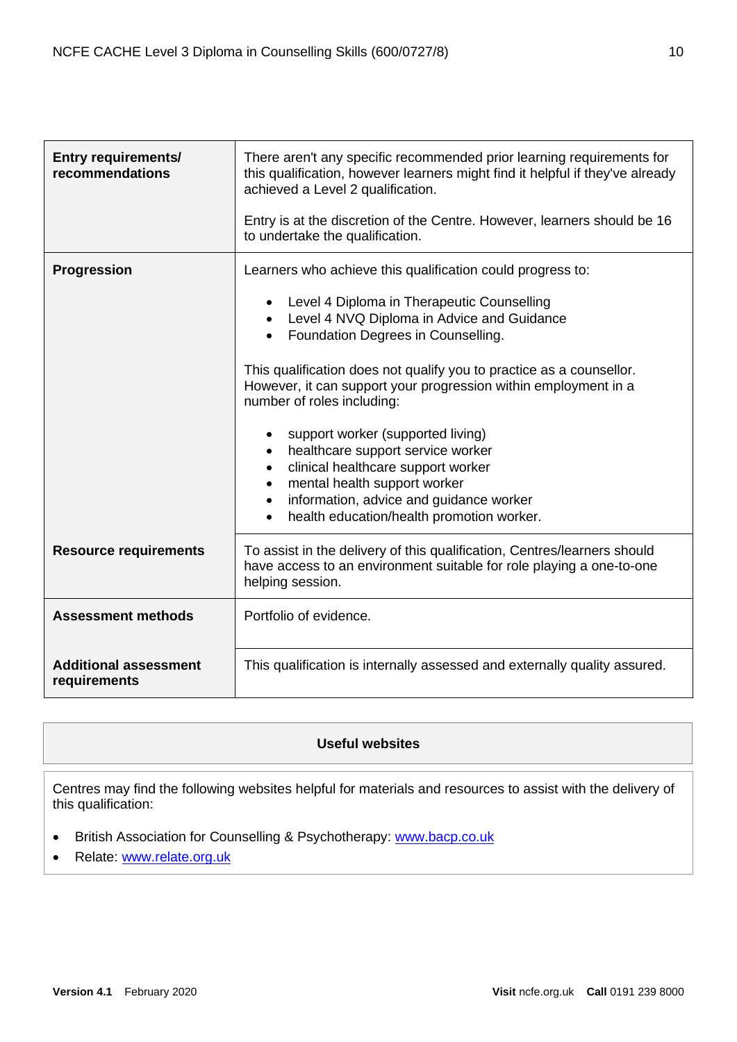| | |
|---|---|
| **Entry requirements/ recommendations** | There aren't any specific recommended prior learning requirements for this qualification, however learners might find it helpful if they've already achieved a Level 2 qualification.<br><br>Entry is at the discretion of the Centre. However, learners should be 16 to undertake the qualification. |
| **Progression** | Learners who achieve this qualification could progress to:<br><br>• Level 4 Diploma in Therapeutic Counselling<br>• Level 4 NVQ Diploma in Advice and Guidance<br>• Foundation Degrees in Counselling.<br><br>This qualification does not qualify you to practice as a counsellor. However, it can support your progression within employment in a number of roles including:<br><br>• support worker (supported living)<br>• healthcare support service worker<br>• clinical healthcare support worker<br>• mental health support worker<br>• information, advice and guidance worker<br>• health education/health promotion worker. |
| **Resource requirements** | To assist in the delivery of this qualification, Centres/learners should have access to an environment suitable for role playing a one-to-one helping session. |
| **Assessment methods** | Portfolio of evidence. |
| **Additional assessment requirements** | This qualification is internally assessed and externally quality assured. |

**Useful websites**

Centres may find the following websites helpful for materials and resources to assist with the delivery of this qualification:

- British Association for Counselling & Psychotherapy: www.bacp.co.uk
- Relate: www.relate.org.uk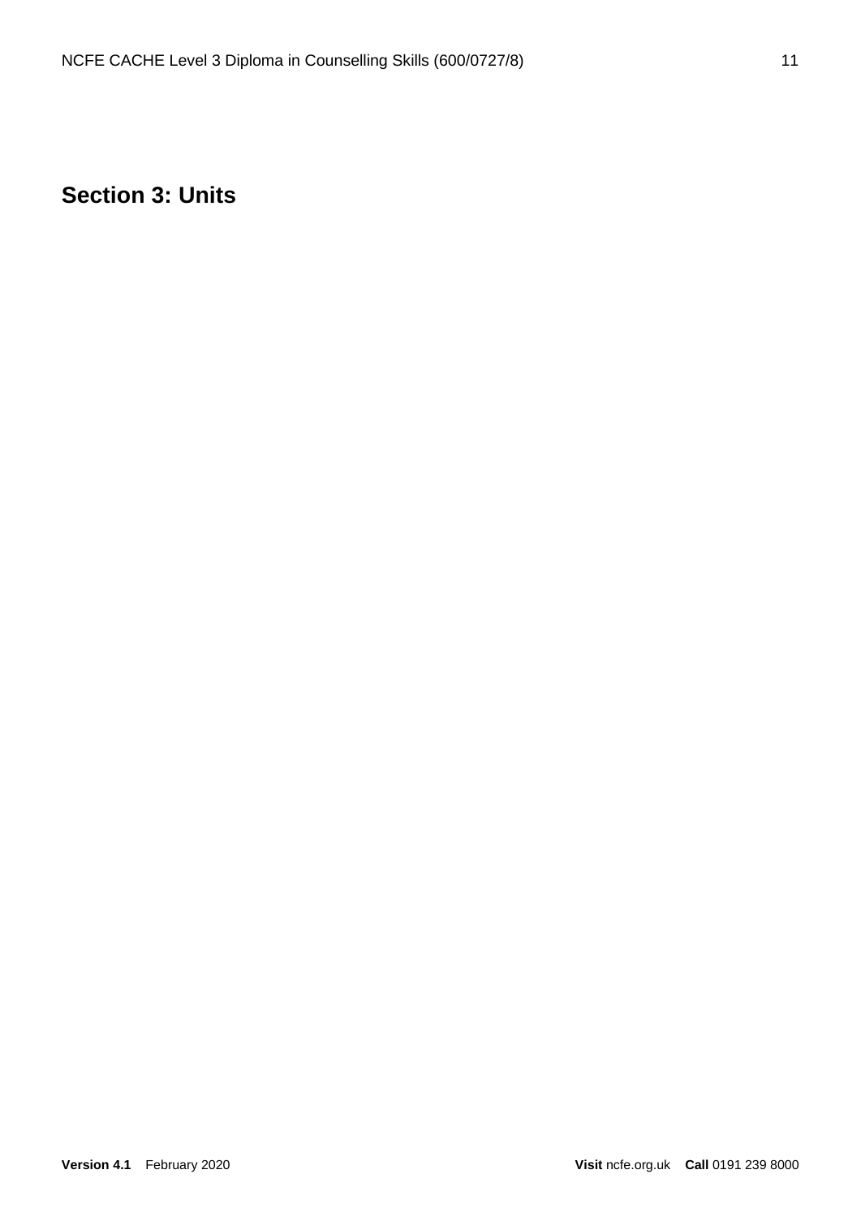## Section 3: Units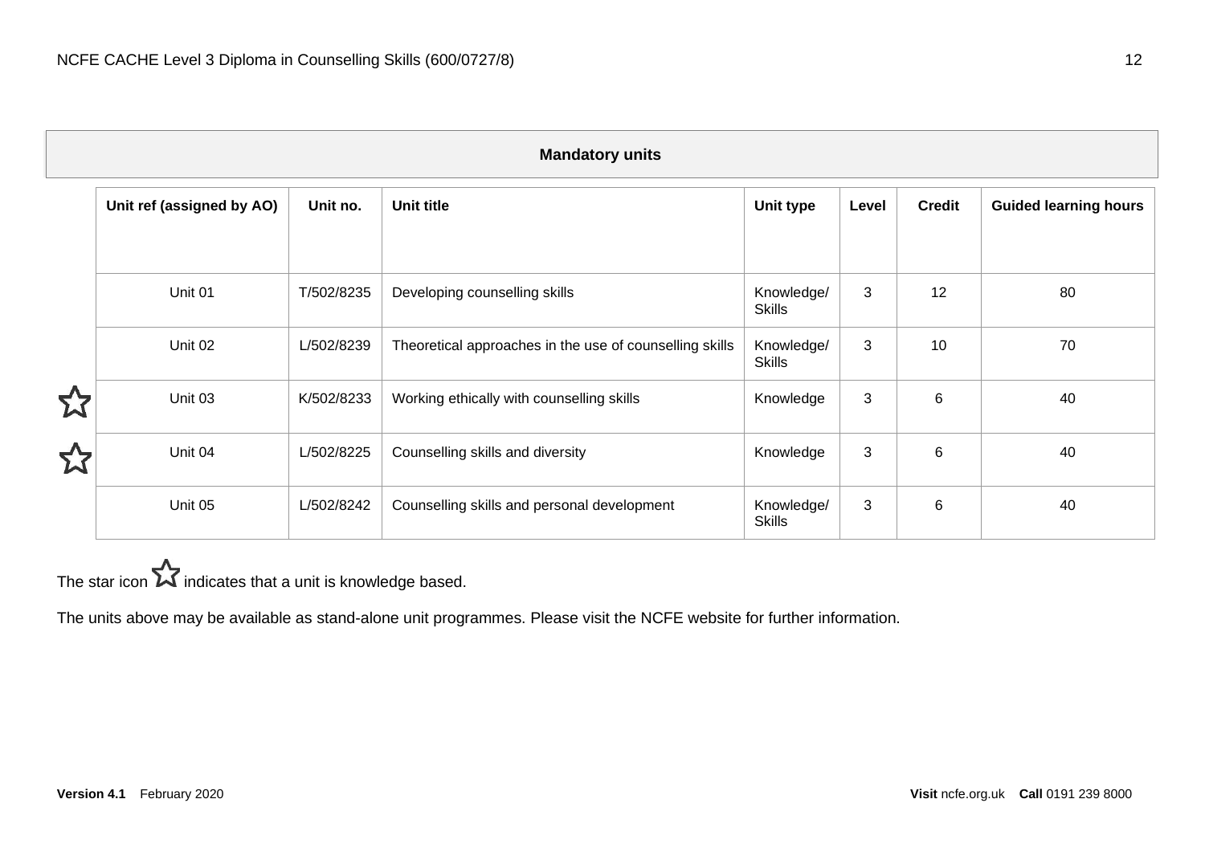## Mandatory units

| | Unit ref (assigned by AO) | Unit no. | Unit title | Unit type | Level | Credit | Guided learning hours |
|---|---|---|---|---|---|---|---|
| | Unit 01 | T/502/8235 | Developing counselling skills | Knowledge/ Skills | 3 | 12 | 80 |
| | Unit 02 | L/502/8239 | Theoretical approaches in the use of counselling skills | Knowledge/ Skills | 3 | 10 | 70 |
| ☆ | Unit 03 | K/502/8233 | Working ethically with counselling skills | Knowledge | 3 | 6 | 40 |
| ☆ | Unit 04 | L/502/8225 | Counselling skills and diversity | Knowledge | 3 | 6 | 40 |
| | Unit 05 | L/502/8242 | Counselling skills and personal development | Knowledge/ Skills | 3 | 6 | 40 |

The star icon ☆ indicates that a unit is knowledge based.

The units above may be available as stand-alone unit programmes. Please visit the NCFE website for further information.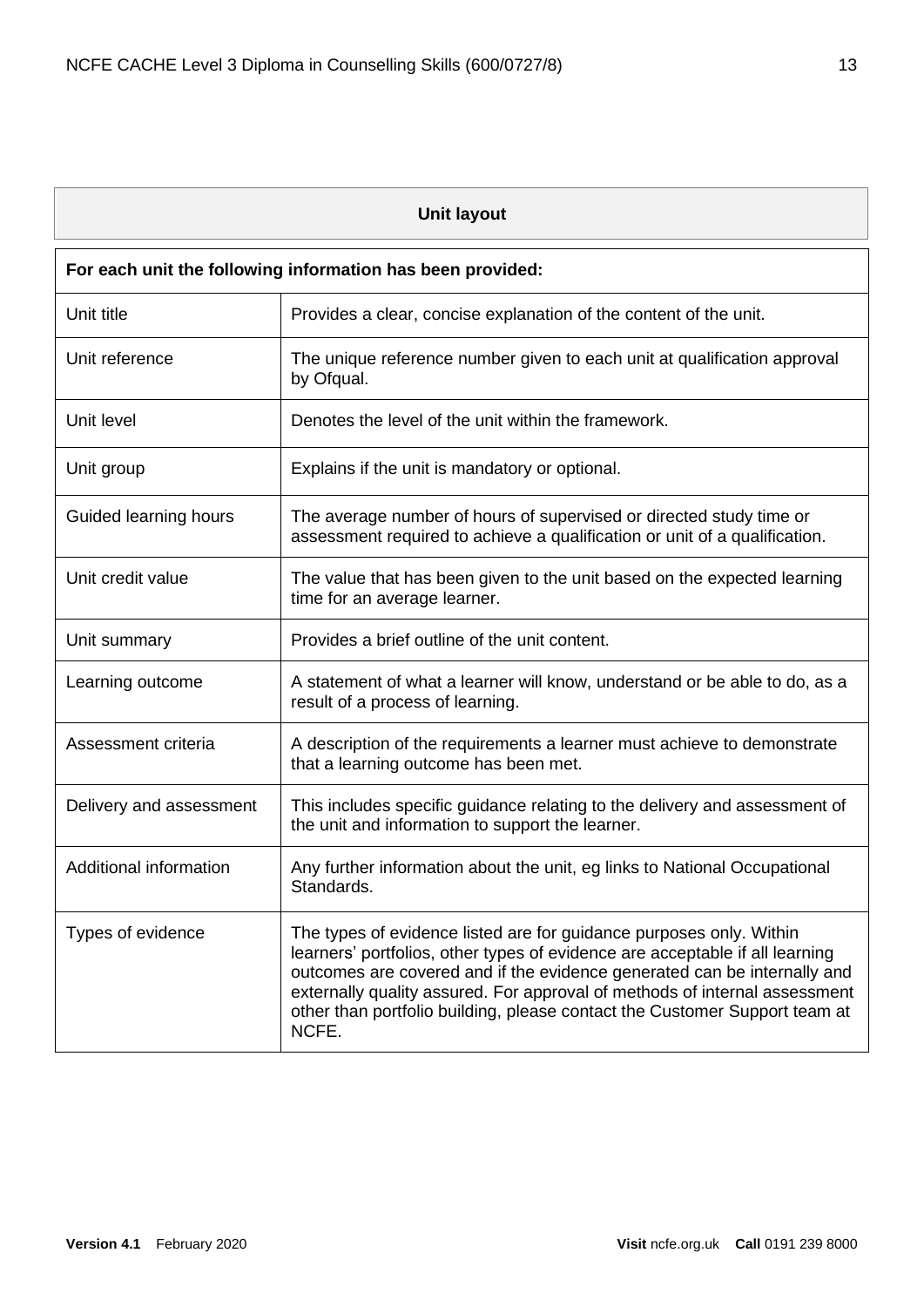## Unit layout

| For each unit the following information has been provided: | |
|---|---|
| Unit title | Provides a clear, concise explanation of the content of the unit. |
| Unit reference | The unique reference number given to each unit at qualification approval by Ofqual. |
| Unit level | Denotes the level of the unit within the framework. |
| Unit group | Explains if the unit is mandatory or optional. |
| Guided learning hours | The average number of hours of supervised or directed study time or assessment required to achieve a qualification or unit of a qualification. |
| Unit credit value | The value that has been given to the unit based on the expected learning time for an average learner. |
| Unit summary | Provides a brief outline of the unit content. |
| Learning outcome | A statement of what a learner will know, understand or be able to do, as a result of a process of learning. |
| Assessment criteria | A description of the requirements a learner must achieve to demonstrate that a learning outcome has been met. |
| Delivery and assessment | This includes specific guidance relating to the delivery and assessment of the unit and information to support the learner. |
| Additional information | Any further information about the unit, eg links to National Occupational Standards. |
| Types of evidence | The types of evidence listed are for guidance purposes only. Within learners' portfolios, other types of evidence are acceptable if all learning outcomes are covered and if the evidence generated can be internally and externally quality assured. For approval of methods of internal assessment other than portfolio building, please contact the Customer Support team at NCFE. |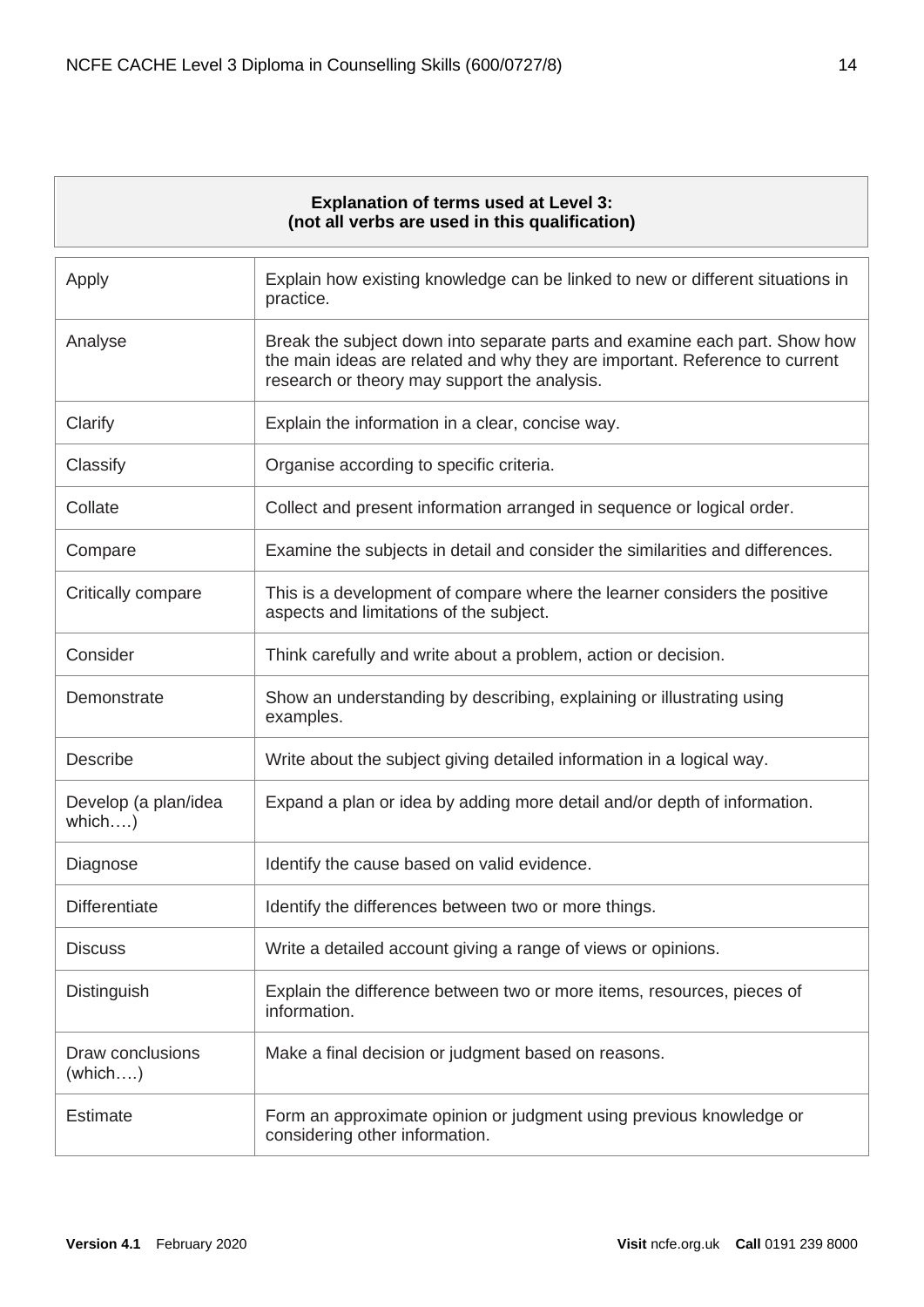**Explanation of terms used at Level 3:**
**(not all verbs are used in this qualification)**

| | |
|---|---|
| Apply | Explain how existing knowledge can be linked to new or different situations in practice. |
| Analyse | Break the subject down into separate parts and examine each part. Show how the main ideas are related and why they are important. Reference to current research or theory may support the analysis. |
| Clarify | Explain the information in a clear, concise way. |
| Classify | Organise according to specific criteria. |
| Collate | Collect and present information arranged in sequence or logical order. |
| Compare | Examine the subjects in detail and consider the similarities and differences. |
| Critically compare | This is a development of compare where the learner considers the positive aspects and limitations of the subject. |
| Consider | Think carefully and write about a problem, action or decision. |
| Demonstrate | Show an understanding by describing, explaining or illustrating using examples. |
| Describe | Write about the subject giving detailed information in a logical way. |
| Develop (a plan/idea which….) | Expand a plan or idea by adding more detail and/or depth of information. |
| Diagnose | Identify the cause based on valid evidence. |
| Differentiate | Identify the differences between two or more things. |
| Discuss | Write a detailed account giving a range of views or opinions. |
| Distinguish | Explain the difference between two or more items, resources, pieces of information. |
| Draw conclusions (which….) | Make a final decision or judgment based on reasons. |
| Estimate | Form an approximate opinion or judgment using previous knowledge or considering other information. |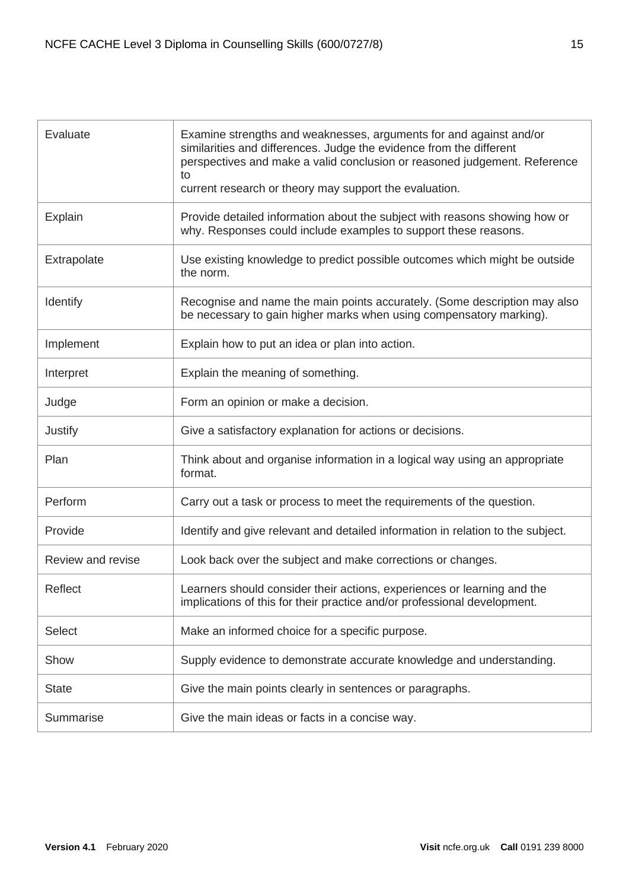| | |
|---|---|
| Evaluate | Examine strengths and weaknesses, arguments for and against and/or similarities and differences. Judge the evidence from the different perspectives and make a valid conclusion or reasoned judgement. Reference to current research or theory may support the evaluation. |
| Explain | Provide detailed information about the subject with reasons showing how or why. Responses could include examples to support these reasons. |
| Extrapolate | Use existing knowledge to predict possible outcomes which might be outside the norm. |
| Identify | Recognise and name the main points accurately. (Some description may also be necessary to gain higher marks when using compensatory marking). |
| Implement | Explain how to put an idea or plan into action. |
| Interpret | Explain the meaning of something. |
| Judge | Form an opinion or make a decision. |
| Justify | Give a satisfactory explanation for actions or decisions. |
| Plan | Think about and organise information in a logical way using an appropriate format. |
| Perform | Carry out a task or process to meet the requirements of the question. |
| Provide | Identify and give relevant and detailed information in relation to the subject. |
| Review and revise | Look back over the subject and make corrections or changes. |
| Reflect | Learners should consider their actions, experiences or learning and the implications of this for their practice and/or professional development. |
| Select | Make an informed choice for a specific purpose. |
| Show | Supply evidence to demonstrate accurate knowledge and understanding. |
| State | Give the main points clearly in sentences or paragraphs. |
| Summarise | Give the main ideas or facts in a concise way. |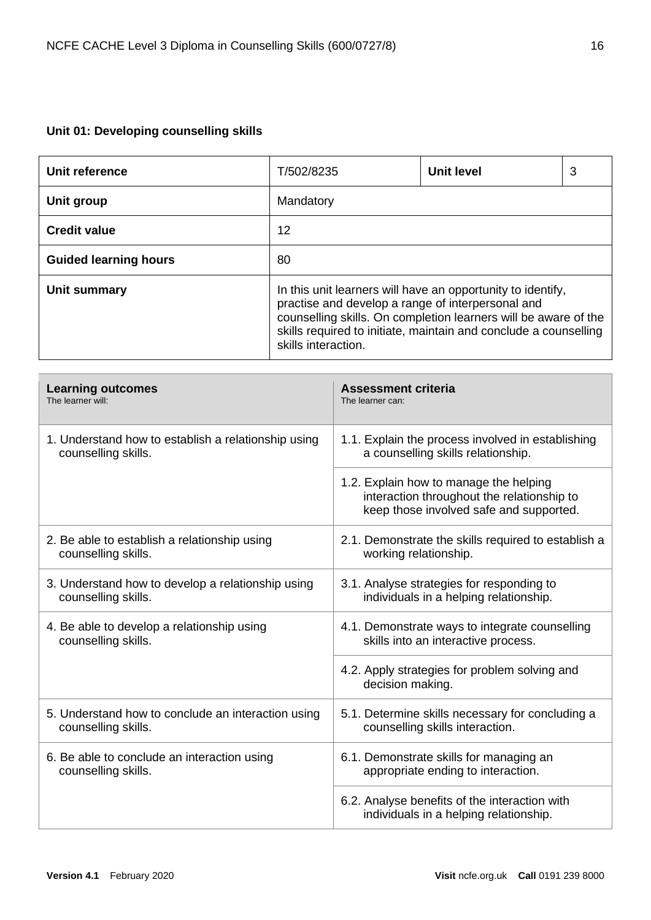**Unit 01: Developing counselling skills**

| Unit reference | T/502/8235 | Unit level | 3 |
|---|---|---|---|
| Unit group | Mandatory | | |
| Credit value | 12 | | |
| Guided learning hours | 80 | | |
| Unit summary | In this unit learners will have an opportunity to identify, practise and develop a range of interpersonal and counselling skills. On completion learners will be aware of the skills required to initiate, maintain and conclude a counselling skills interaction. | | |

| Learning outcomes<br>The learner will: | Assessment criteria<br>The learner can: |
|---|---|
| 1. Understand how to establish a relationship using counselling skills. | 1.1. Explain the process involved in establishing a counselling skills relationship. |
| | 1.2. Explain how to manage the helping interaction throughout the relationship to keep those involved safe and supported. |
| 2. Be able to establish a relationship using counselling skills. | 2.1. Demonstrate the skills required to establish a working relationship. |
| 3. Understand how to develop a relationship using counselling skills. | 3.1. Analyse strategies for responding to individuals in a helping relationship. |
| 4. Be able to develop a relationship using counselling skills. | 4.1. Demonstrate ways to integrate counselling skills into an interactive process. |
| | 4.2. Apply strategies for problem solving and decision making. |
| 5. Understand how to conclude an interaction using counselling skills. | 5.1. Determine skills necessary for concluding a counselling skills interaction. |
| 6. Be able to conclude an interaction using counselling skills. | 6.1. Demonstrate skills for managing an appropriate ending to interaction. |
| | 6.2. Analyse benefits of the interaction with individuals in a helping relationship. |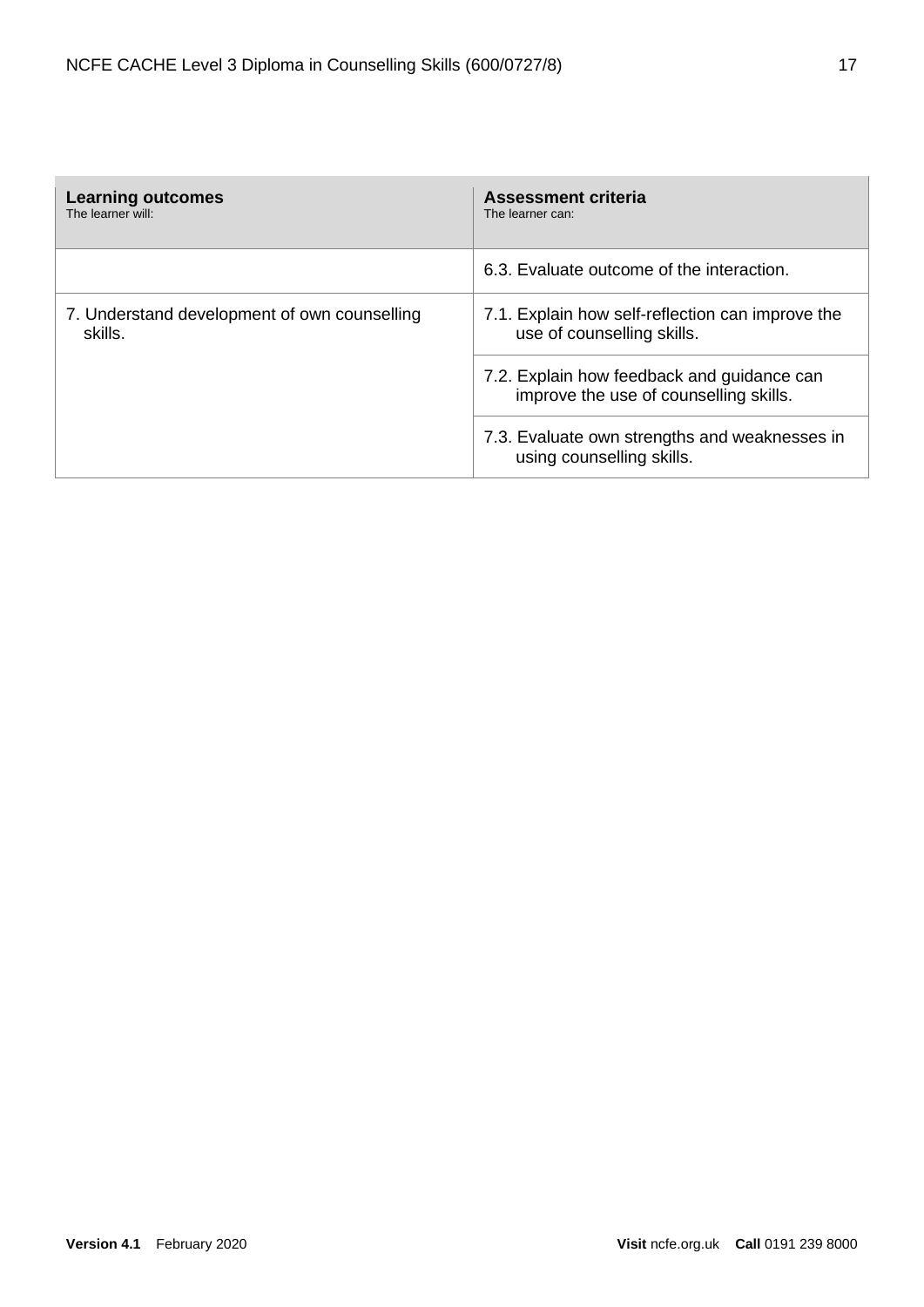| Learning outcomes<br>The learner will: | Assessment criteria<br>The learner can: |
|---|---|
| | 6.3. Evaluate outcome of the interaction. |
| 7. Understand development of own counselling skills. | 7.1. Explain how self-reflection can improve the use of counselling skills. |
| | 7.2. Explain how feedback and guidance can improve the use of counselling skills. |
| | 7.3. Evaluate own strengths and weaknesses in using counselling skills. |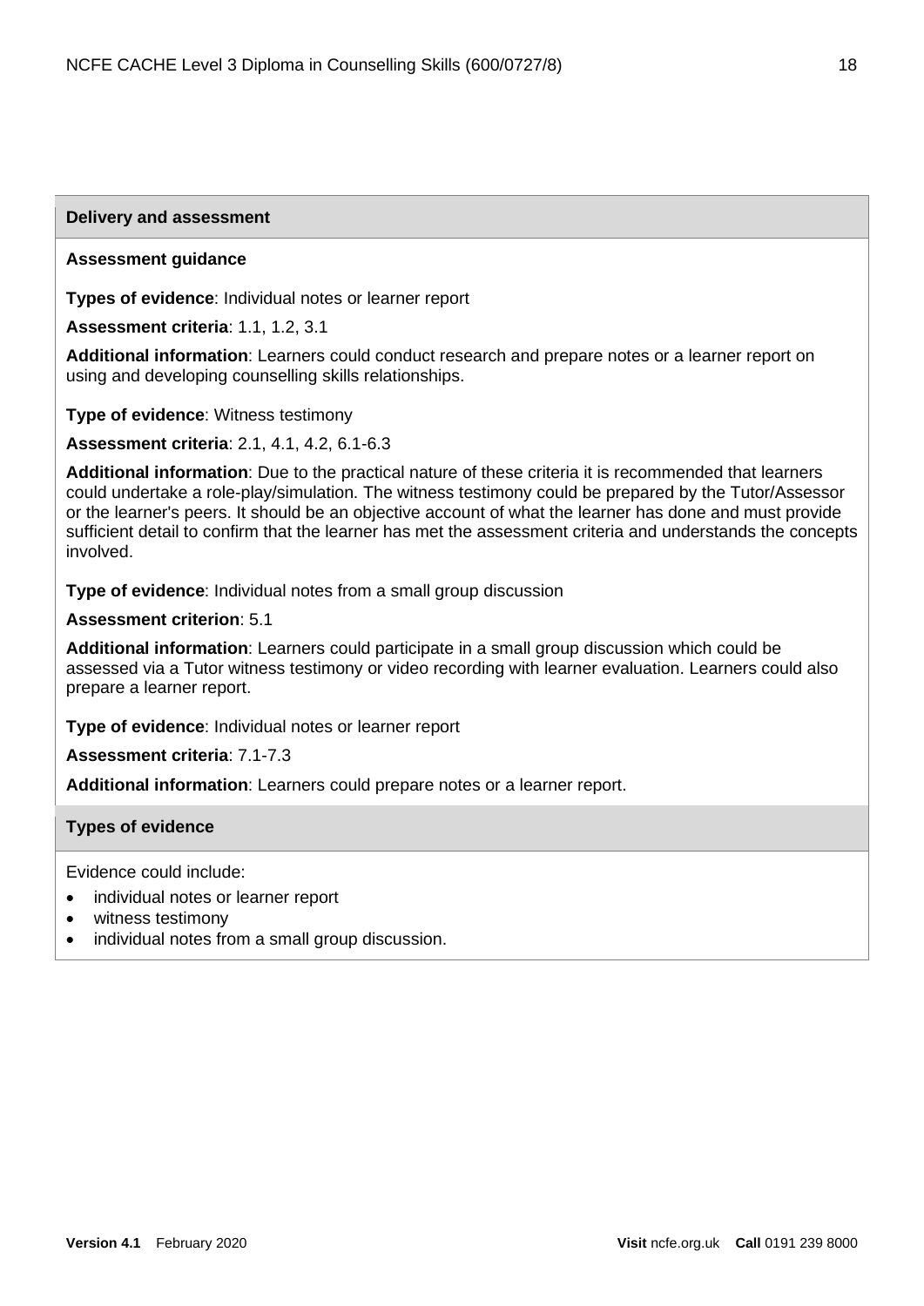## Delivery and assessment

**Assessment guidance**

**Types of evidence**: Individual notes or learner report

**Assessment criteria**: 1.1, 1.2, 3.1

**Additional information**: Learners could conduct research and prepare notes or a learner report on using and developing counselling skills relationships.

**Type of evidence**: Witness testimony

**Assessment criteria**: 2.1, 4.1, 4.2, 6.1-6.3

**Additional information**: Due to the practical nature of these criteria it is recommended that learners could undertake a role-play/simulation. The witness testimony could be prepared by the Tutor/Assessor or the learner's peers. It should be an objective account of what the learner has done and must provide sufficient detail to confirm that the learner has met the assessment criteria and understands the concepts involved.

**Type of evidence**: Individual notes from a small group discussion

**Assessment criterion**: 5.1

**Additional information**: Learners could participate in a small group discussion which could be assessed via a Tutor witness testimony or video recording with learner evaluation. Learners could also prepare a learner report.

**Type of evidence**: Individual notes or learner report

**Assessment criteria**: 7.1-7.3

**Additional information**: Learners could prepare notes or a learner report.

## Types of evidence

Evidence could include:

- individual notes or learner report
- witness testimony
- individual notes from a small group discussion.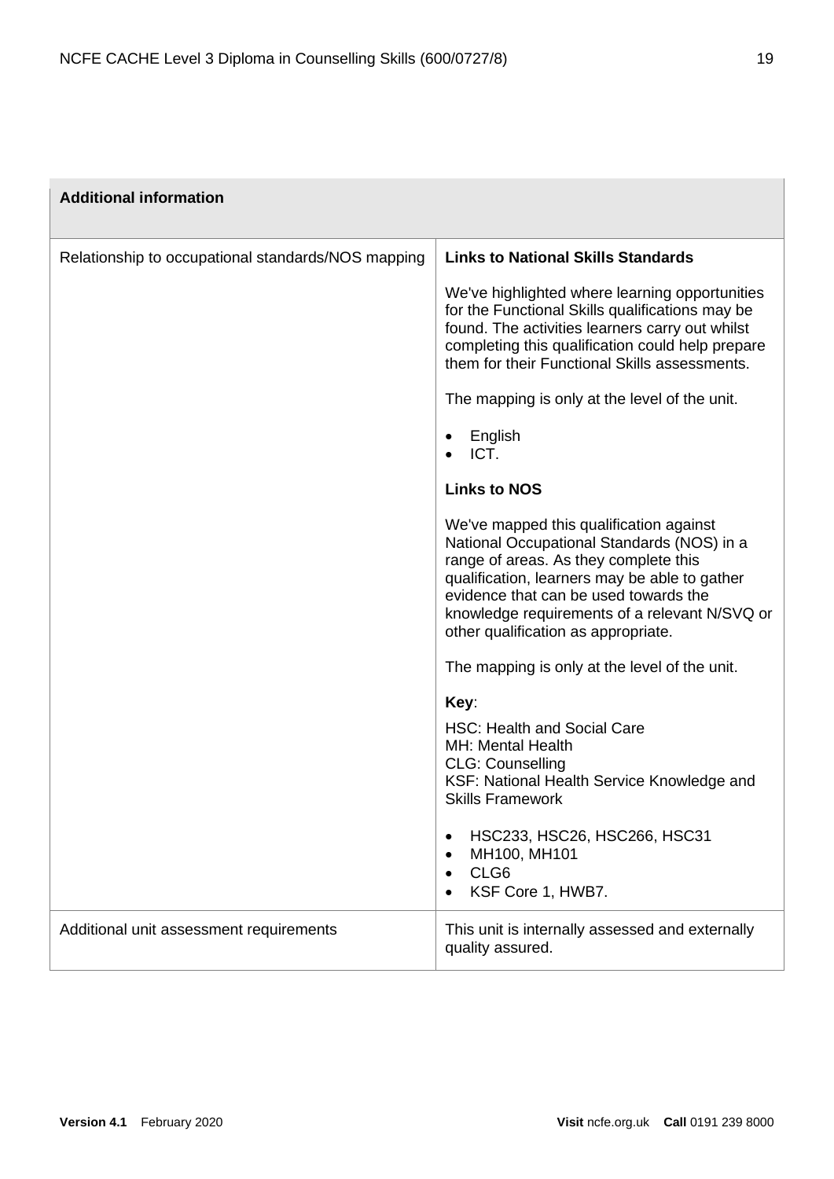| Additional information | |
| --- | --- |
| Relationship to occupational standards/NOS mapping | **Links to National Skills Standards**<br><br>We've highlighted where learning opportunities for the Functional Skills qualifications may be found. The activities learners carry out whilst completing this qualification could help prepare them for their Functional Skills assessments.<br><br>The mapping is only at the level of the unit.<br><br>• English<br>• ICT.<br><br>**Links to NOS**<br><br>We've mapped this qualification against National Occupational Standards (NOS) in a range of areas. As they complete this qualification, learners may be able to gather evidence that can be used towards the knowledge requirements of a relevant N/SVQ or other qualification as appropriate.<br><br>The mapping is only at the level of the unit.<br><br>**Key**:<br><br>HSC: Health and Social Care<br>MH: Mental Health<br>CLG: Counselling<br>KSF: National Health Service Knowledge and Skills Framework<br><br>• HSC233, HSC26, HSC266, HSC31<br>• MH100, MH101<br>• CLG6<br>• KSF Core 1, HWB7. |
| Additional unit assessment requirements | This unit is internally assessed and externally quality assured. |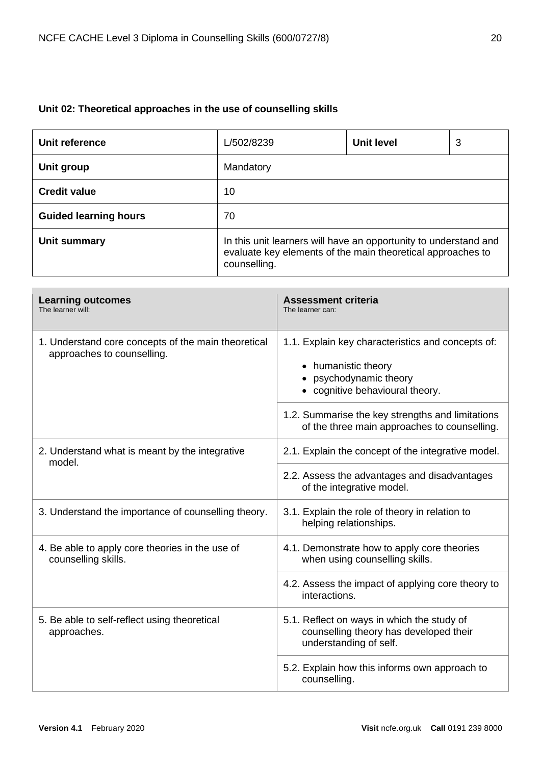## Unit 02: Theoretical approaches in the use of counselling skills

| Unit reference | L/502/8239 | Unit level | 3 |
|---|---|---|---|
| Unit group | Mandatory | | |
| Credit value | 10 | | |
| Guided learning hours | 70 | | |
| Unit summary | In this unit learners will have an opportunity to understand and evaluate key elements of the main theoretical approaches to counselling. | | |

| Learning outcomes<br>The learner will: | Assessment criteria<br>The learner can: |
|---|---|
| 1. Understand core concepts of the main theoretical approaches to counselling. | 1.1. Explain key characteristics and concepts of:<br>• humanistic theory<br>• psychodynamic theory<br>• cognitive behavioural theory. |
| | 1.2. Summarise the key strengths and limitations of the three main approaches to counselling. |
| 2. Understand what is meant by the integrative model. | 2.1. Explain the concept of the integrative model. |
| | 2.2. Assess the advantages and disadvantages of the integrative model. |
| 3. Understand the importance of counselling theory. | 3.1. Explain the role of theory in relation to helping relationships. |
| 4. Be able to apply core theories in the use of counselling skills. | 4.1. Demonstrate how to apply core theories when using counselling skills. |
| | 4.2. Assess the impact of applying core theory to interactions. |
| 5. Be able to self-reflect using theoretical approaches. | 5.1. Reflect on ways in which the study of counselling theory has developed their understanding of self. |
| | 5.2. Explain how this informs own approach to counselling. |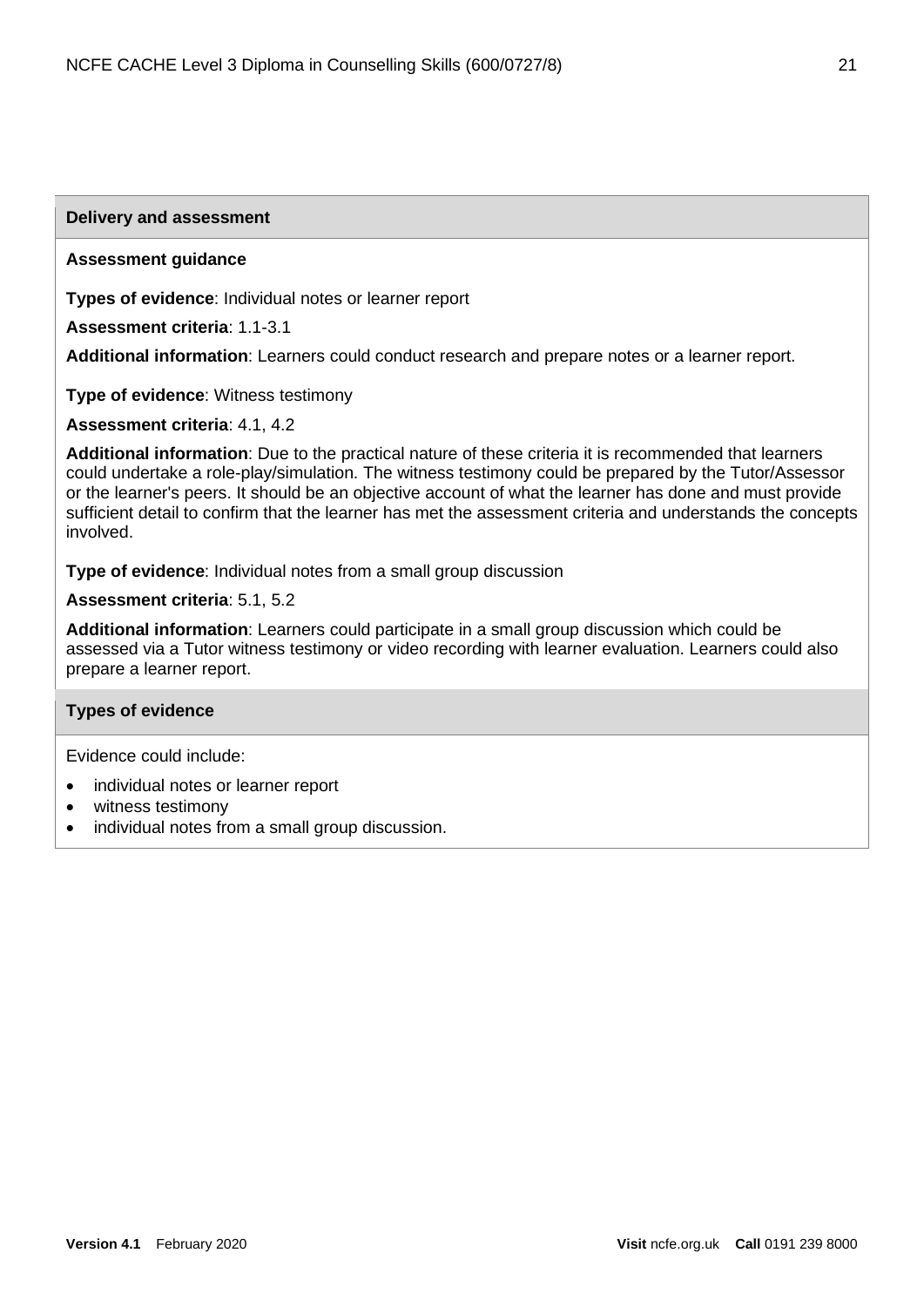### Delivery and assessment

**Assessment guidance**

**Types of evidence**: Individual notes or learner report

**Assessment criteria**: 1.1-3.1

**Additional information**: Learners could conduct research and prepare notes or a learner report.

**Type of evidence**: Witness testimony

**Assessment criteria**: 4.1, 4.2

**Additional information**: Due to the practical nature of these criteria it is recommended that learners could undertake a role-play/simulation. The witness testimony could be prepared by the Tutor/Assessor or the learner's peers. It should be an objective account of what the learner has done and must provide sufficient detail to confirm that the learner has met the assessment criteria and understands the concepts involved.

**Type of evidence**: Individual notes from a small group discussion

**Assessment criteria**: 5.1, 5.2

**Additional information**: Learners could participate in a small group discussion which could be assessed via a Tutor witness testimony or video recording with learner evaluation. Learners could also prepare a learner report.

### Types of evidence

Evidence could include:

- individual notes or learner report
- witness testimony
- individual notes from a small group discussion.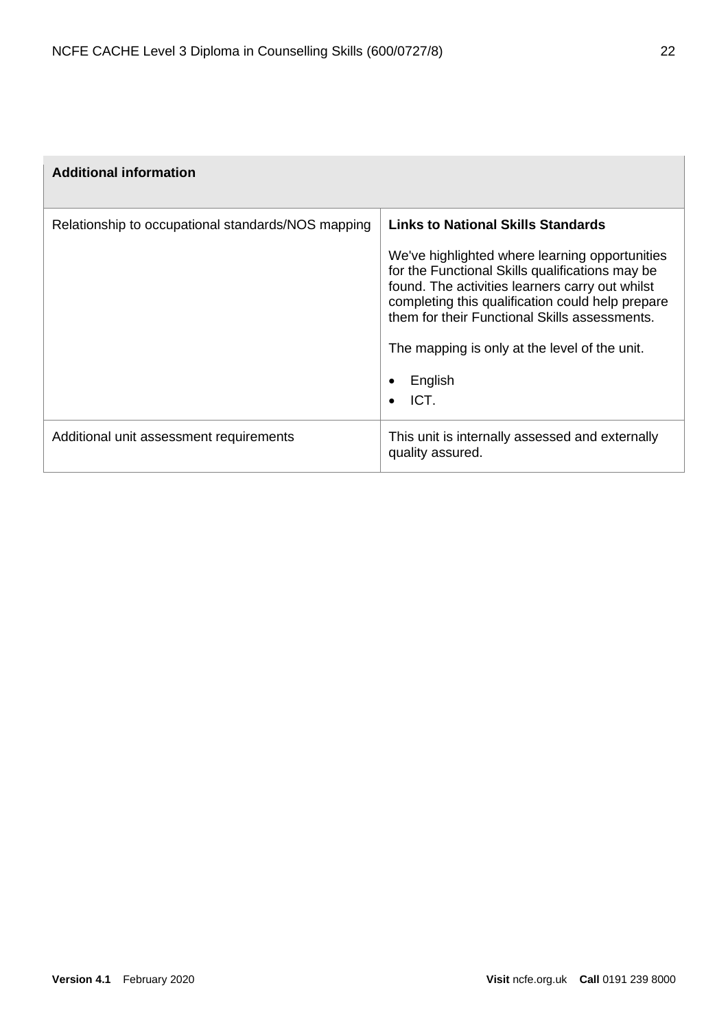| Additional information | |
|---|---|
| Relationship to occupational standards/NOS mapping | **Links to National Skills Standards**<br><br>We've highlighted where learning opportunities for the Functional Skills qualifications may be found. The activities learners carry out whilst completing this qualification could help prepare them for their Functional Skills assessments.<br><br>The mapping is only at the level of the unit.<br><br>• English<br>• ICT. |
| Additional unit assessment requirements | This unit is internally assessed and externally quality assured. |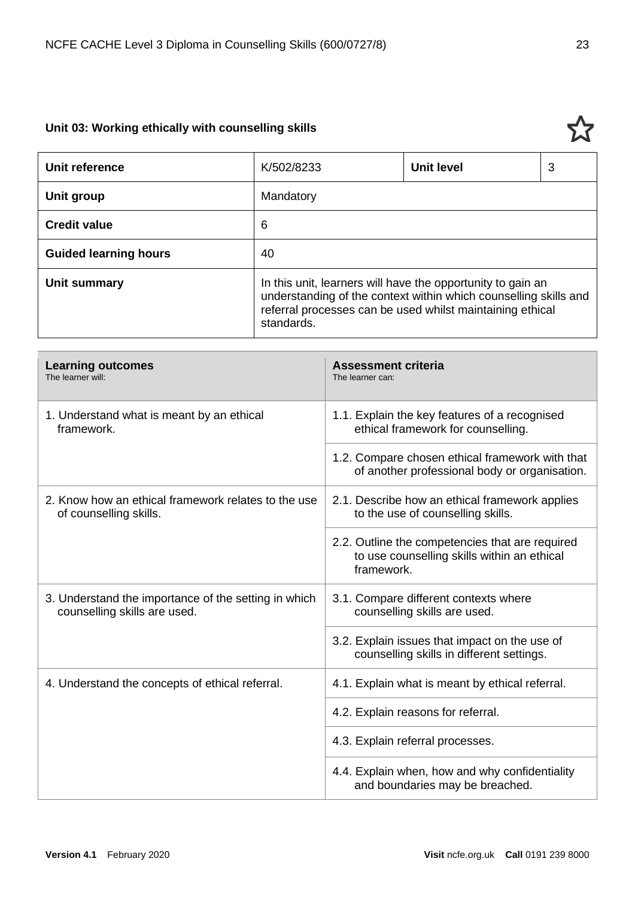### Unit 03: Working ethically with counselling skills

| Unit reference | K/502/8233 | Unit level | 3 |
|---|---|---|---|
| Unit group | Mandatory | | |
| Credit value | 6 | | |
| Guided learning hours | 40 | | |
| Unit summary | In this unit, learners will have the opportunity to gain an understanding of the context within which counselling skills and referral processes can be used whilst maintaining ethical standards. | | |

| **Learning outcomes**<br>The learner will: | **Assessment criteria**<br>The learner can: |
|---|---|
| 1. Understand what is meant by an ethical framework. | 1.1. Explain the key features of a recognised ethical framework for counselling. |
| | 1.2. Compare chosen ethical framework with that of another professional body or organisation. |
| 2. Know how an ethical framework relates to the use of counselling skills. | 2.1. Describe how an ethical framework applies to the use of counselling skills. |
| | 2.2. Outline the competencies that are required to use counselling skills within an ethical framework. |
| 3. Understand the importance of the setting in which counselling skills are used. | 3.1. Compare different contexts where counselling skills are used. |
| | 3.2. Explain issues that impact on the use of counselling skills in different settings. |
| 4. Understand the concepts of ethical referral. | 4.1. Explain what is meant by ethical referral. |
| | 4.2. Explain reasons for referral. |
| | 4.3. Explain referral processes. |
| | 4.4. Explain when, how and why confidentiality and boundaries may be breached. |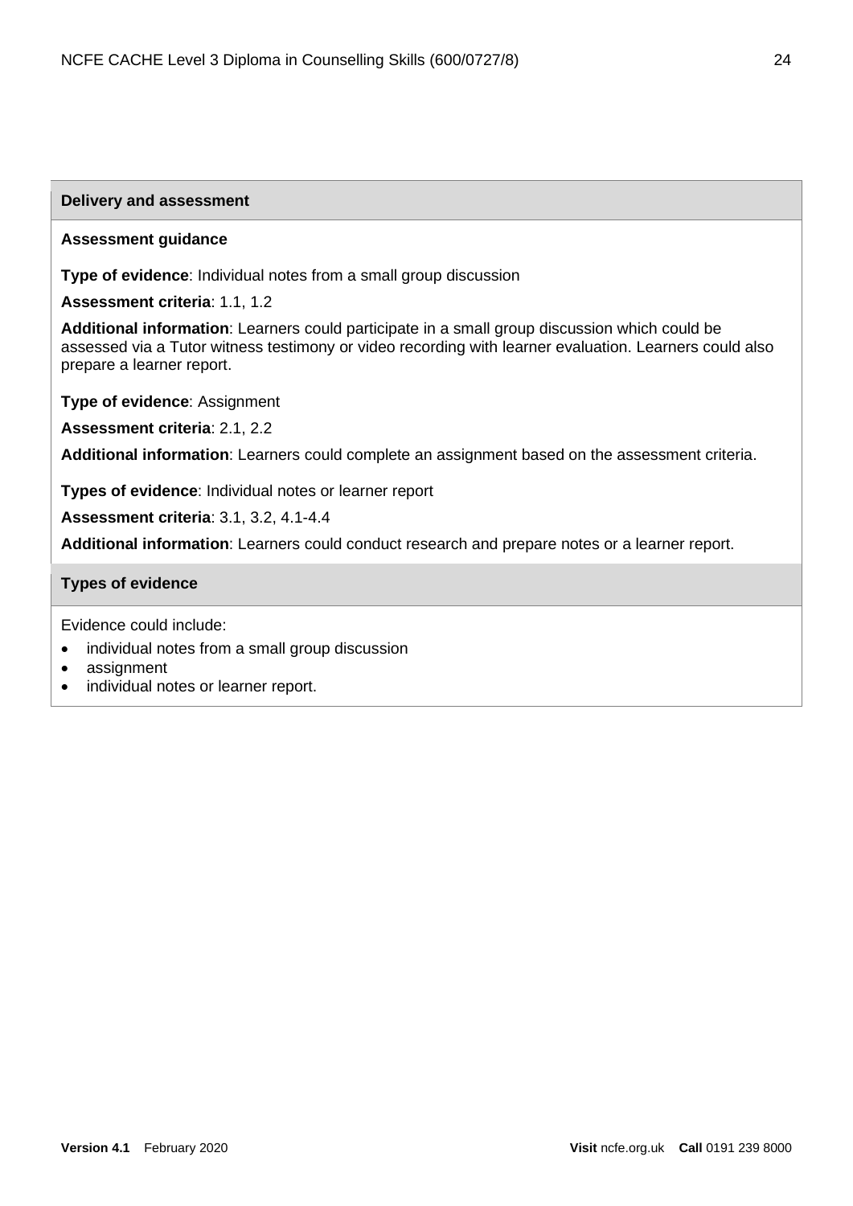## Delivery and assessment

**Assessment guidance**

**Type of evidence**: Individual notes from a small group discussion

**Assessment criteria**: 1.1, 1.2

**Additional information**: Learners could participate in a small group discussion which could be assessed via a Tutor witness testimony or video recording with learner evaluation. Learners could also prepare a learner report.

**Type of evidence**: Assignment

**Assessment criteria**: 2.1, 2.2

**Additional information**: Learners could complete an assignment based on the assessment criteria.

**Types of evidence**: Individual notes or learner report

**Assessment criteria**: 3.1, 3.2, 4.1-4.4

**Additional information**: Learners could conduct research and prepare notes or a learner report.

## Types of evidence

Evidence could include:

- individual notes from a small group discussion
- assignment
- individual notes or learner report.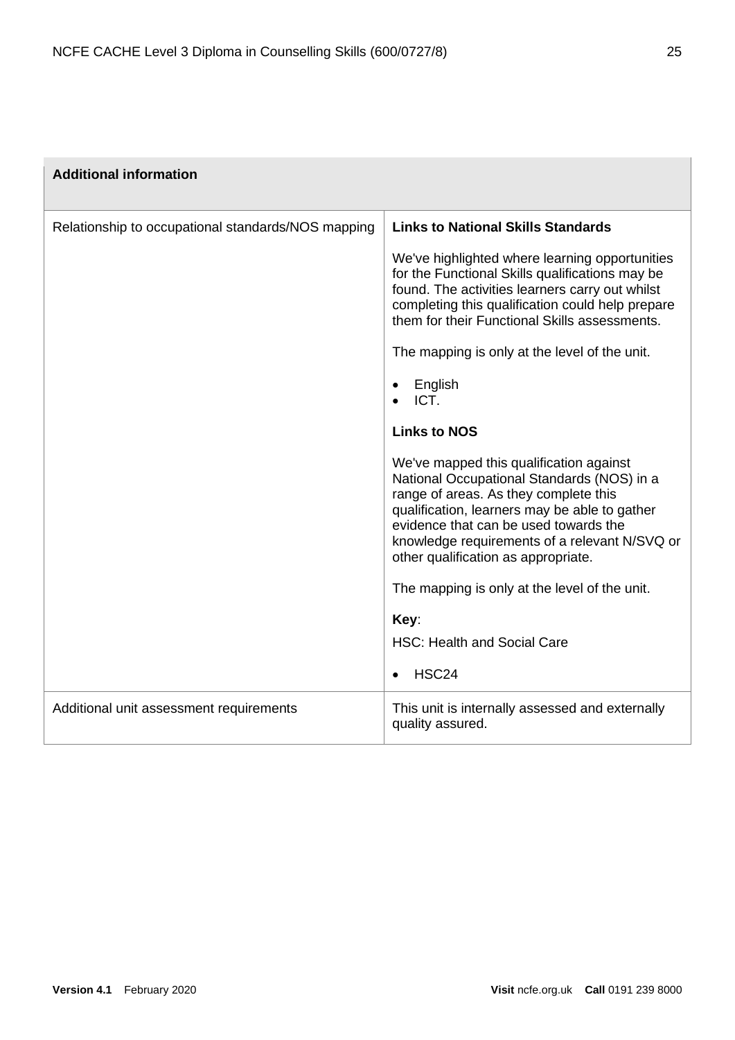| Additional information | |
|---|---|
| Relationship to occupational standards/NOS mapping | **Links to National Skills Standards**<br><br>We've highlighted where learning opportunities for the Functional Skills qualifications may be found. The activities learners carry out whilst completing this qualification could help prepare them for their Functional Skills assessments.<br><br>The mapping is only at the level of the unit.<br><br>• English<br>• ICT.<br><br>**Links to NOS**<br><br>We've mapped this qualification against National Occupational Standards (NOS) in a range of areas. As they complete this qualification, learners may be able to gather evidence that can be used towards the knowledge requirements of a relevant N/SVQ or other qualification as appropriate.<br><br>The mapping is only at the level of the unit.<br><br>**Key**:<br><br>HSC: Health and Social Care<br><br>• HSC24 |
| Additional unit assessment requirements | This unit is internally assessed and externally quality assured. |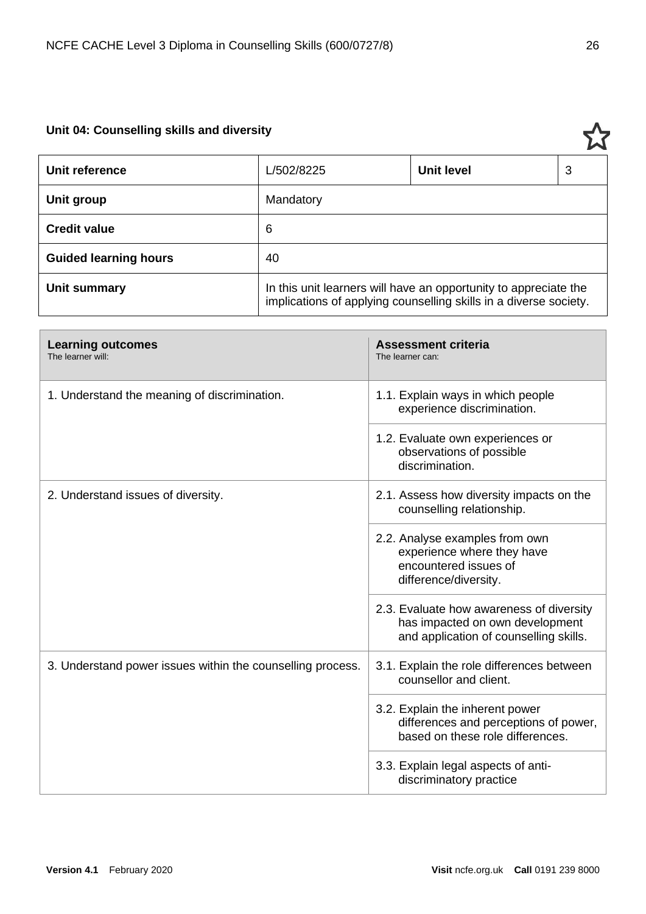## Unit 04: Counselling skills and diversity

| Unit reference | L/502/8225 | Unit level | 3 |
|---|---|---|---|
| Unit group | Mandatory | | |
| Credit value | 6 | | |
| Guided learning hours | 40 | | |
| Unit summary | In this unit learners will have an opportunity to appreciate the implications of applying counselling skills in a diverse society. | | |

| **Learning outcomes**<br>The learner will: | **Assessment criteria**<br>The learner can: |
|---|---|
| 1. Understand the meaning of discrimination. | 1.1. Explain ways in which people experience discrimination. |
| | 1.2. Evaluate own experiences or observations of possible discrimination. |
| 2. Understand issues of diversity. | 2.1. Assess how diversity impacts on the counselling relationship. |
| | 2.2. Analyse examples from own experience where they have encountered issues of difference/diversity. |
| | 2.3. Evaluate how awareness of diversity has impacted on own development and application of counselling skills. |
| 3. Understand power issues within the counselling process. | 3.1. Explain the role differences between counsellor and client. |
| | 3.2. Explain the inherent power differences and perceptions of power, based on these role differences. |
| | 3.3. Explain legal aspects of anti-discriminatory practice |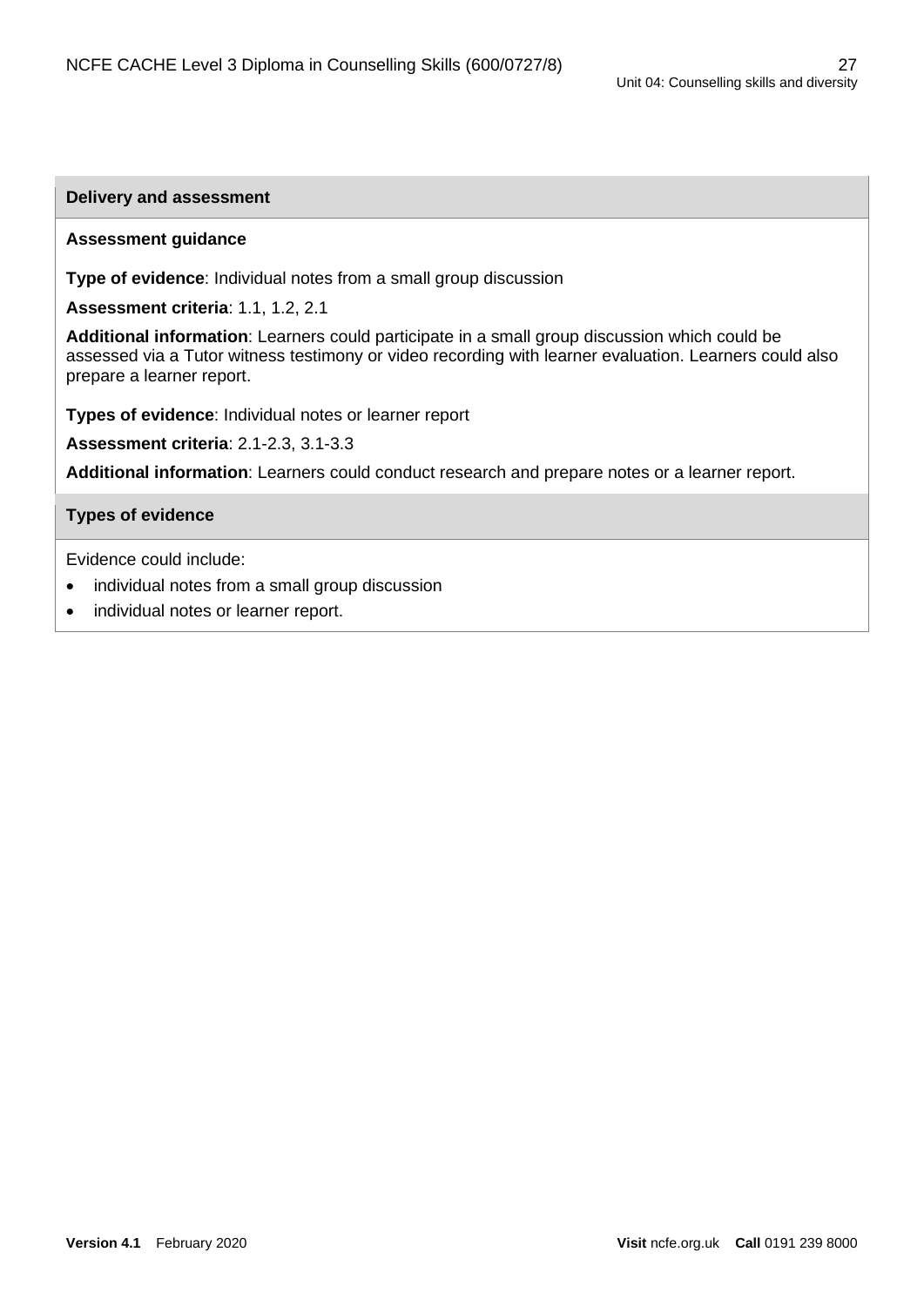## Delivery and assessment

**Assessment guidance**

**Type of evidence**: Individual notes from a small group discussion

**Assessment criteria**: 1.1, 1.2, 2.1

**Additional information**: Learners could participate in a small group discussion which could be assessed via a Tutor witness testimony or video recording with learner evaluation. Learners could also prepare a learner report.

**Types of evidence**: Individual notes or learner report

**Assessment criteria**: 2.1-2.3, 3.1-3.3

**Additional information**: Learners could conduct research and prepare notes or a learner report.

## Types of evidence

Evidence could include:

- individual notes from a small group discussion
- individual notes or learner report.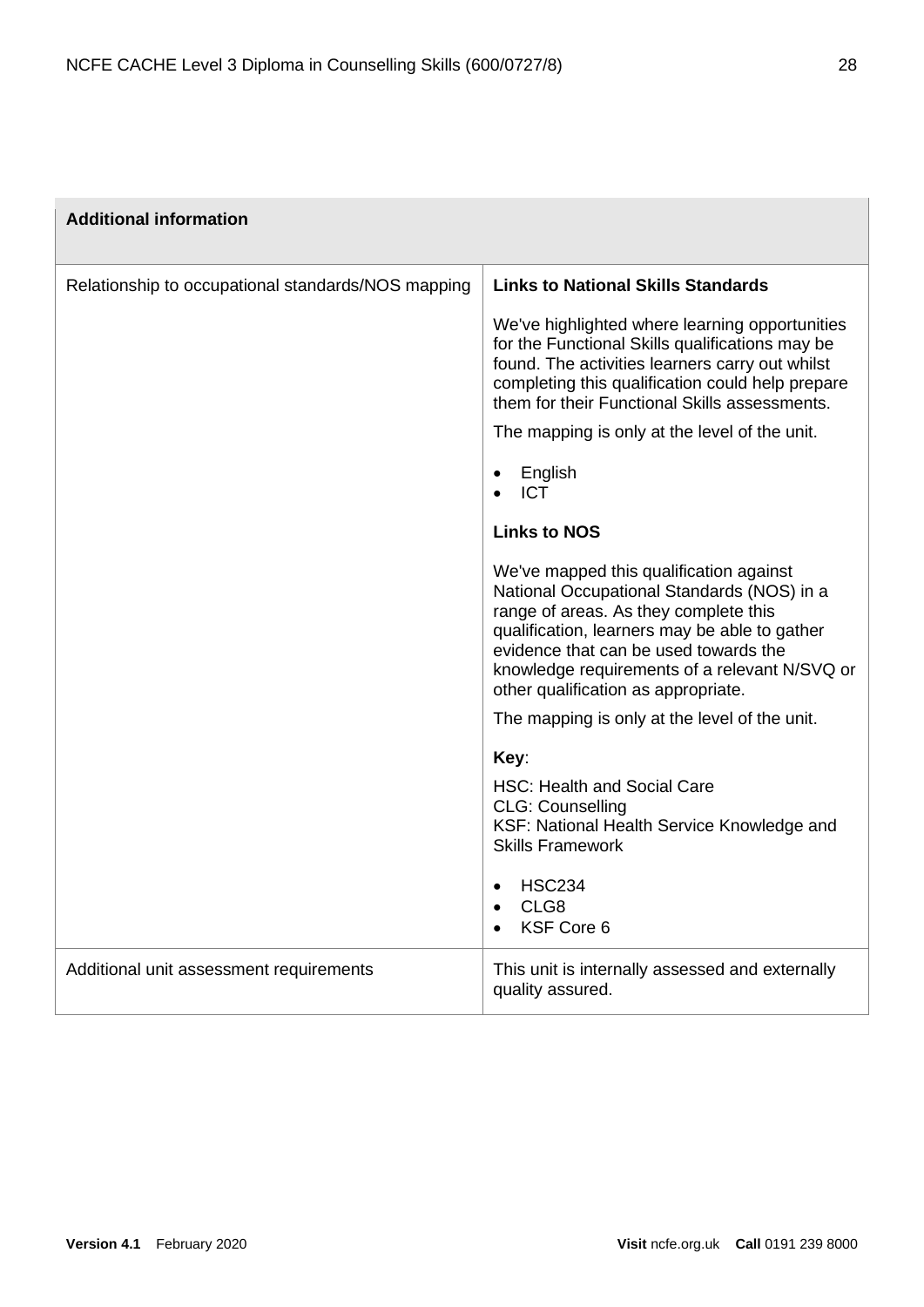| Additional information | |
|---|---|
| Relationship to occupational standards/NOS mapping | **Links to National Skills Standards**<br><br>We've highlighted where learning opportunities for the Functional Skills qualifications may be found. The activities learners carry out whilst completing this qualification could help prepare them for their Functional Skills assessments.<br><br>The mapping is only at the level of the unit.<br><br>• English<br>• ICT<br><br>**Links to NOS**<br><br>We've mapped this qualification against National Occupational Standards (NOS) in a range of areas. As they complete this qualification, learners may be able to gather evidence that can be used towards the knowledge requirements of a relevant N/SVQ or other qualification as appropriate.<br><br>The mapping is only at the level of the unit.<br><br>**Key**:<br><br>HSC: Health and Social Care<br>CLG: Counselling<br>KSF: National Health Service Knowledge and Skills Framework<br><br>• HSC234<br>• CLG8<br>• KSF Core 6 |
| Additional unit assessment requirements | This unit is internally assessed and externally quality assured. |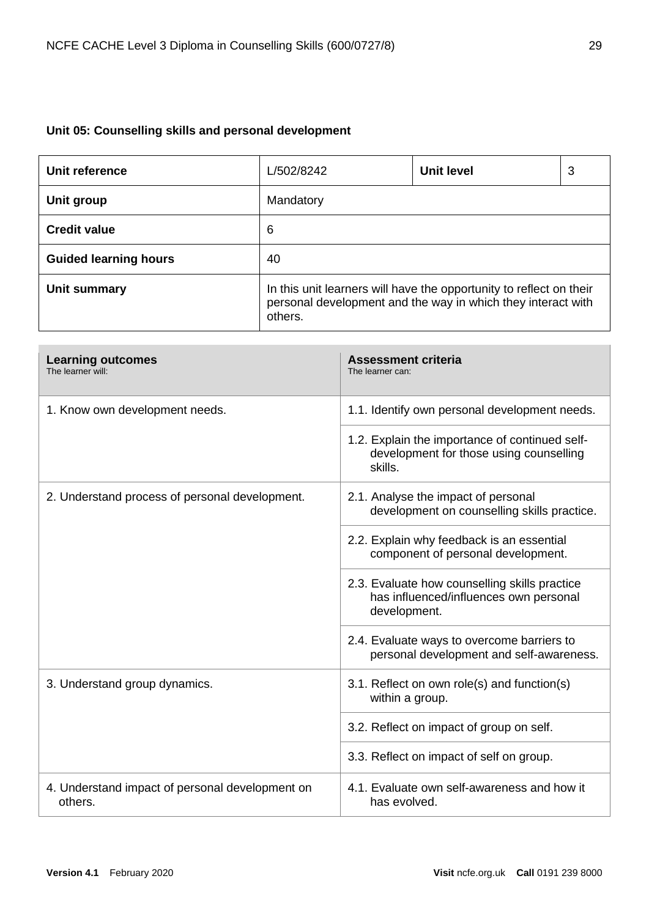### Unit 05: Counselling skills and personal development

| Unit reference | L/502/8242 | Unit level | 3 |
|---|---|---|---|
| Unit group | Mandatory | | |
| Credit value | 6 | | |
| Guided learning hours | 40 | | |
| Unit summary | In this unit learners will have the opportunity to reflect on their personal development and the way in which they interact with others. | | |

| Learning outcomes<br>The learner will: | Assessment criteria<br>The learner can: |
|---|---|
| 1. Know own development needs. | 1.1. Identify own personal development needs. |
| | 1.2. Explain the importance of continued self-development for those using counselling skills. |
| 2. Understand process of personal development. | 2.1. Analyse the impact of personal development on counselling skills practice. |
| | 2.2. Explain why feedback is an essential component of personal development. |
| | 2.3. Evaluate how counselling skills practice has influenced/influences own personal development. |
| | 2.4. Evaluate ways to overcome barriers to personal development and self-awareness. |
| 3. Understand group dynamics. | 3.1. Reflect on own role(s) and function(s) within a group. |
| | 3.2. Reflect on impact of group on self. |
| | 3.3. Reflect on impact of self on group. |
| 4. Understand impact of personal development on others. | 4.1. Evaluate own self-awareness and how it has evolved. |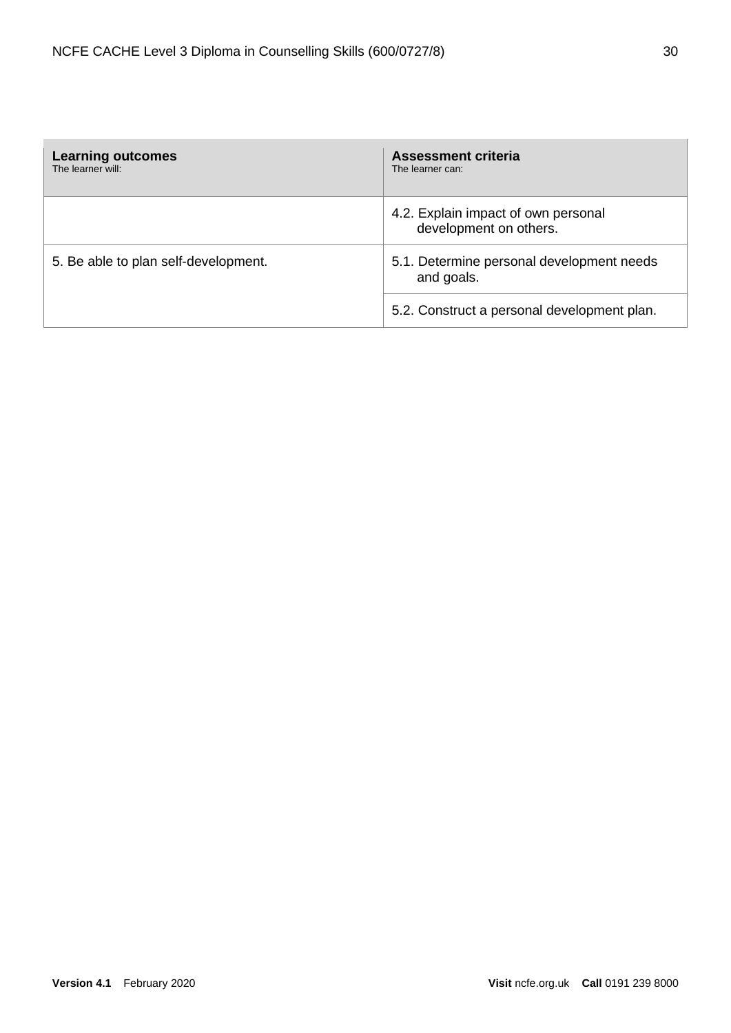| Learning outcomes<br>The learner will: | Assessment criteria<br>The learner can: |
|---|---|
| | 4.2. Explain impact of own personal development on others. |
| 5. Be able to plan self-development. | 5.1. Determine personal development needs and goals. |
| | 5.2. Construct a personal development plan. |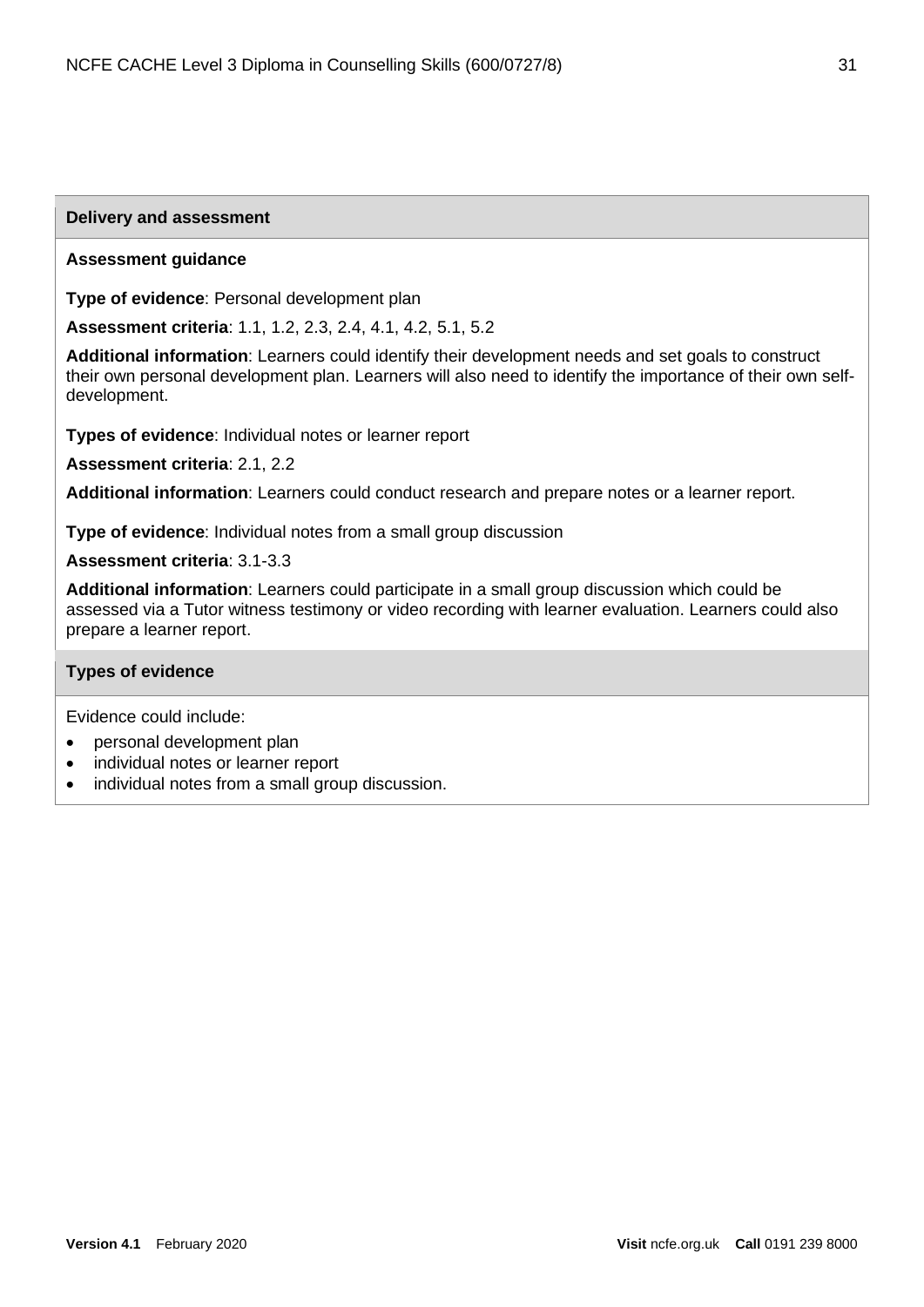## Delivery and assessment

**Assessment guidance**

**Type of evidence**: Personal development plan

**Assessment criteria**: 1.1, 1.2, 2.3, 2.4, 4.1, 4.2, 5.1, 5.2

**Additional information**: Learners could identify their development needs and set goals to construct their own personal development plan. Learners will also need to identify the importance of their own self-development.

**Types of evidence**: Individual notes or learner report

**Assessment criteria**: 2.1, 2.2

**Additional information**: Learners could conduct research and prepare notes or a learner report.

**Type of evidence**: Individual notes from a small group discussion

**Assessment criteria**: 3.1-3.3

**Additional information**: Learners could participate in a small group discussion which could be assessed via a Tutor witness testimony or video recording with learner evaluation. Learners could also prepare a learner report.

## Types of evidence

Evidence could include:

- personal development plan
- individual notes or learner report
- individual notes from a small group discussion.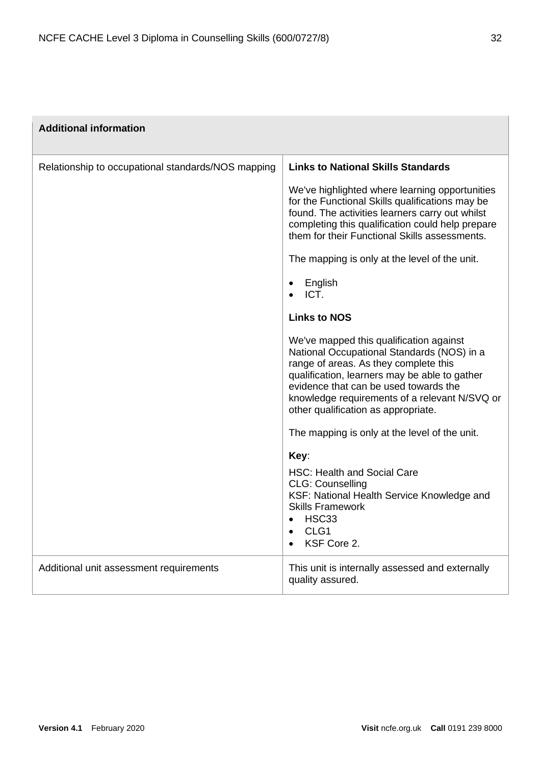| Additional information | |
|---|---|
| Relationship to occupational standards/NOS mapping | **Links to National Skills Standards**<br><br>We've highlighted where learning opportunities for the Functional Skills qualifications may be found. The activities learners carry out whilst completing this qualification could help prepare them for their Functional Skills assessments.<br><br>The mapping is only at the level of the unit.<br><br>• English<br>• ICT.<br><br>**Links to NOS**<br><br>We've mapped this qualification against National Occupational Standards (NOS) in a range of areas. As they complete this qualification, learners may be able to gather evidence that can be used towards the knowledge requirements of a relevant N/SVQ or other qualification as appropriate.<br><br>The mapping is only at the level of the unit.<br><br>**Key**:<br><br>HSC: Health and Social Care<br>CLG: Counselling<br>KSF: National Health Service Knowledge and Skills Framework<br>• HSC33<br>• CLG1<br>• KSF Core 2. |
| Additional unit assessment requirements | This unit is internally assessed and externally quality assured. |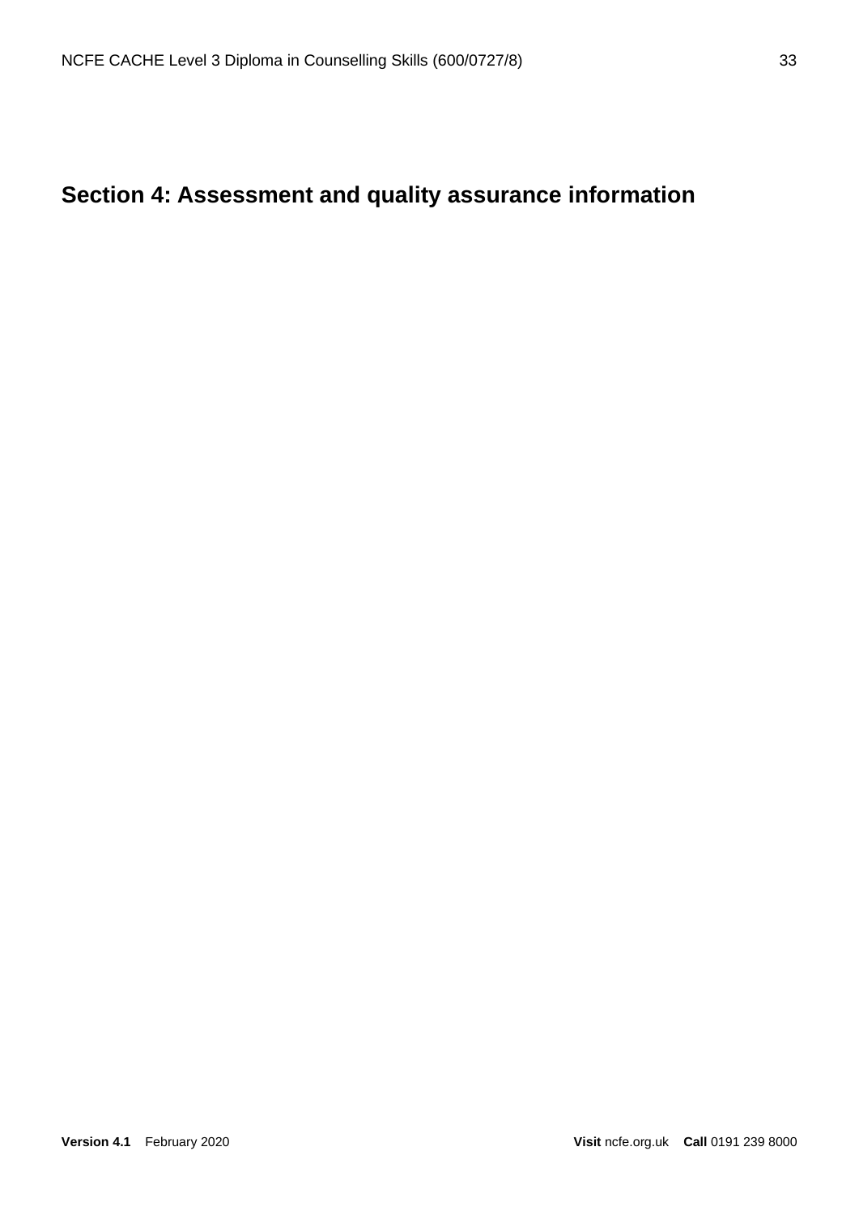# Section 4: Assessment and quality assurance information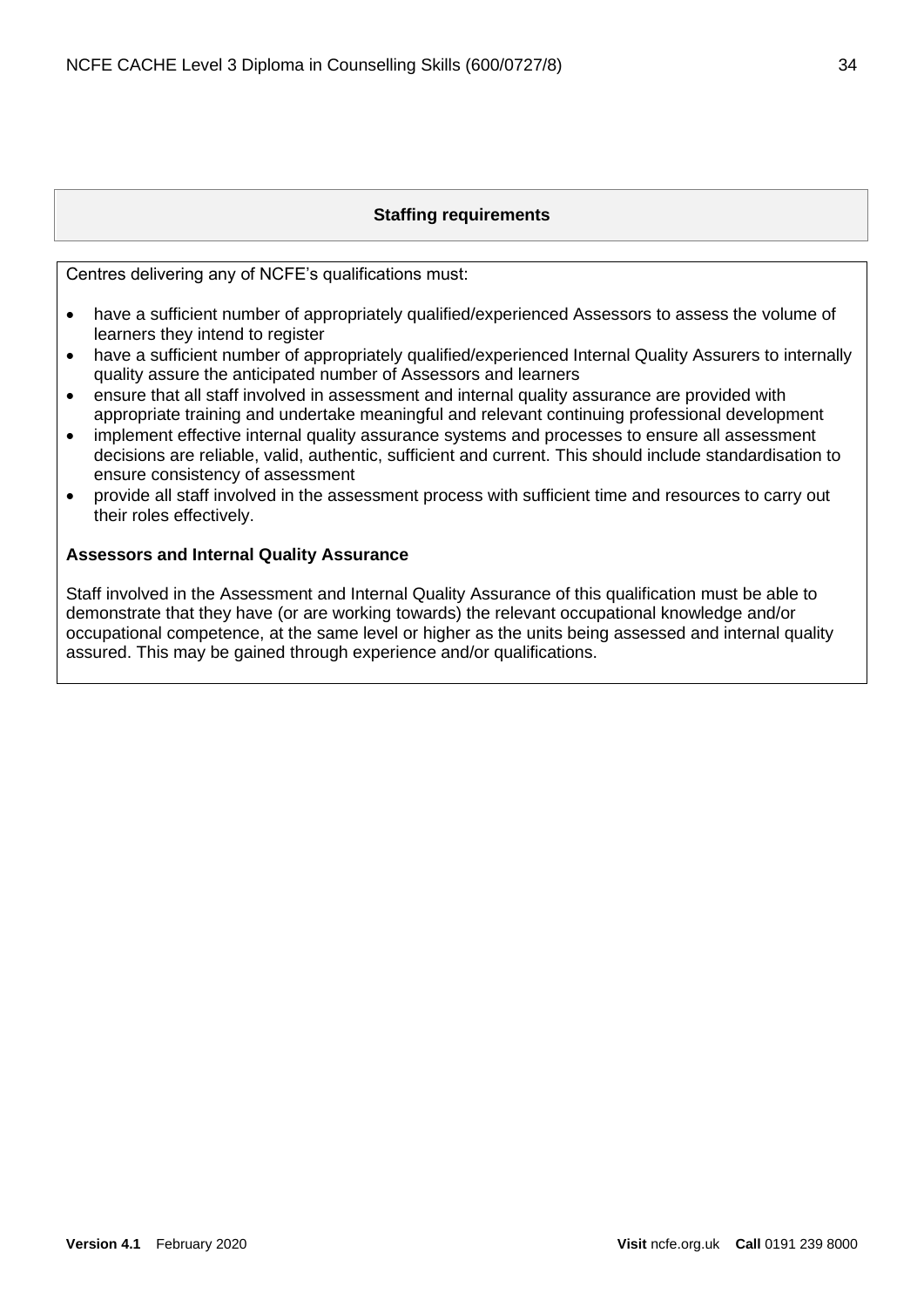## Staffing requirements

Centres delivering any of NCFE's qualifications must:

- have a sufficient number of appropriately qualified/experienced Assessors to assess the volume of learners they intend to register
- have a sufficient number of appropriately qualified/experienced Internal Quality Assurers to internally quality assure the anticipated number of Assessors and learners
- ensure that all staff involved in assessment and internal quality assurance are provided with appropriate training and undertake meaningful and relevant continuing professional development
- implement effective internal quality assurance systems and processes to ensure all assessment decisions are reliable, valid, authentic, sufficient and current. This should include standardisation to ensure consistency of assessment
- provide all staff involved in the assessment process with sufficient time and resources to carry out their roles effectively.

**Assessors and Internal Quality Assurance**

Staff involved in the Assessment and Internal Quality Assurance of this qualification must be able to demonstrate that they have (or are working towards) the relevant occupational knowledge and/or occupational competence, at the same level or higher as the units being assessed and internal quality assured. This may be gained through experience and/or qualifications.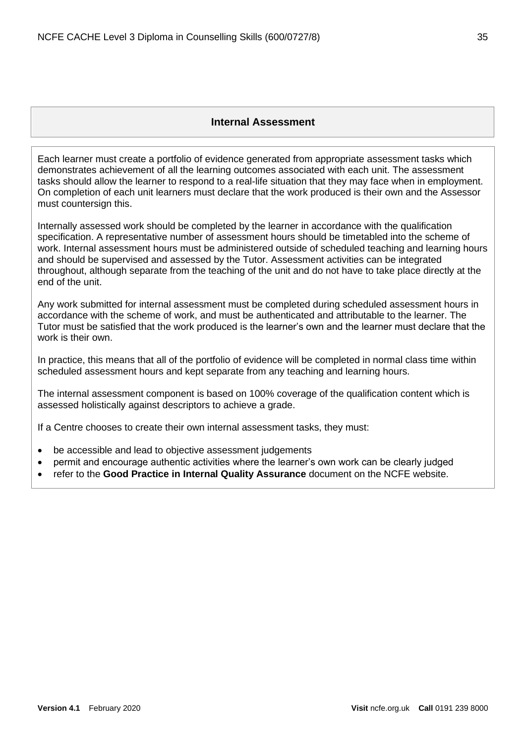## Internal Assessment

Each learner must create a portfolio of evidence generated from appropriate assessment tasks which demonstrates achievement of all the learning outcomes associated with each unit. The assessment tasks should allow the learner to respond to a real-life situation that they may face when in employment. On completion of each unit learners must declare that the work produced is their own and the Assessor must countersign this.

Internally assessed work should be completed by the learner in accordance with the qualification specification. A representative number of assessment hours should be timetabled into the scheme of work. Internal assessment hours must be administered outside of scheduled teaching and learning hours and should be supervised and assessed by the Tutor. Assessment activities can be integrated throughout, although separate from the teaching of the unit and do not have to take place directly at the end of the unit.

Any work submitted for internal assessment must be completed during scheduled assessment hours in accordance with the scheme of work, and must be authenticated and attributable to the learner. The Tutor must be satisfied that the work produced is the learner's own and the learner must declare that the work is their own.

In practice, this means that all of the portfolio of evidence will be completed in normal class time within scheduled assessment hours and kept separate from any teaching and learning hours.

The internal assessment component is based on 100% coverage of the qualification content which is assessed holistically against descriptors to achieve a grade.

If a Centre chooses to create their own internal assessment tasks, they must:

- be accessible and lead to objective assessment judgements
- permit and encourage authentic activities where the learner's own work can be clearly judged
- refer to the **Good Practice in Internal Quality Assurance** document on the NCFE website.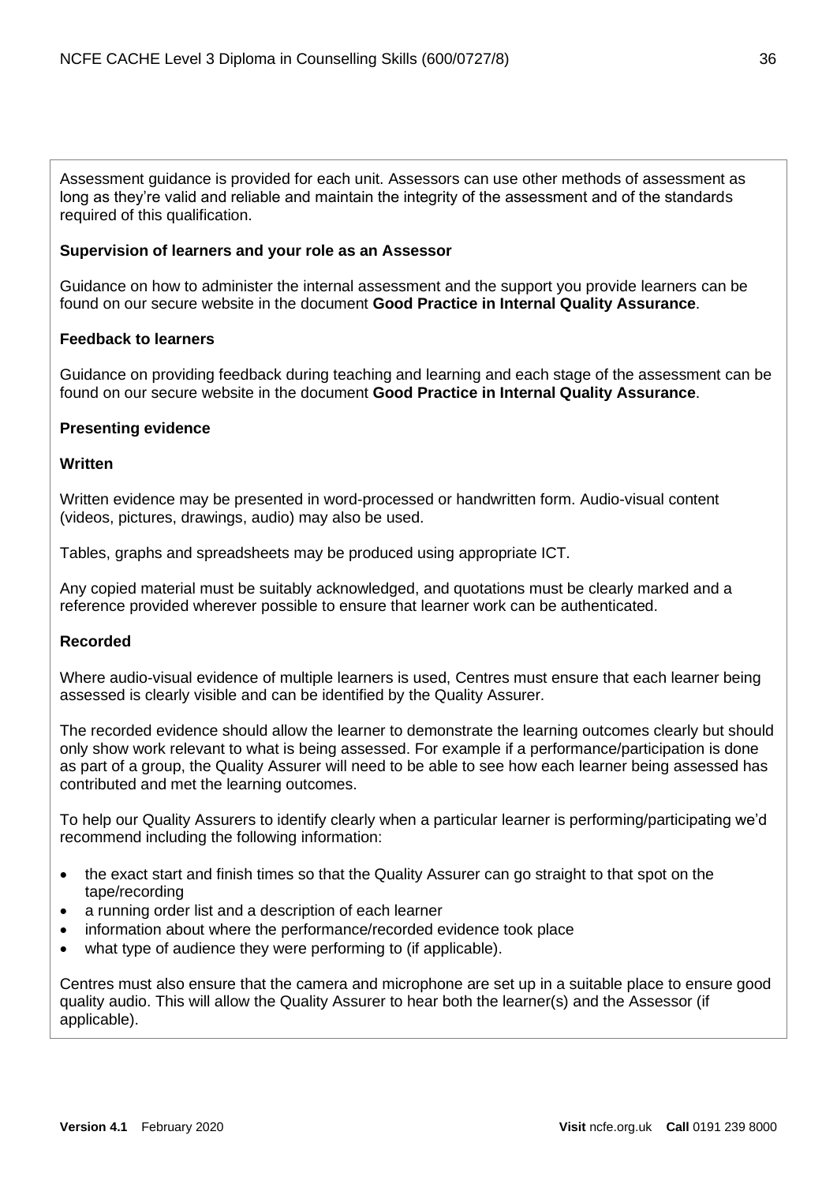Assessment guidance is provided for each unit. Assessors can use other methods of assessment as long as they're valid and reliable and maintain the integrity of the assessment and of the standards required of this qualification.

**Supervision of learners and your role as an Assessor**

Guidance on how to administer the internal assessment and the support you provide learners can be found on our secure website in the document **Good Practice in Internal Quality Assurance**.

**Feedback to learners**

Guidance on providing feedback during teaching and learning and each stage of the assessment can be found on our secure website in the document **Good Practice in Internal Quality Assurance**.

**Presenting evidence**

**Written**

Written evidence may be presented in word-processed or handwritten form. Audio-visual content (videos, pictures, drawings, audio) may also be used.

Tables, graphs and spreadsheets may be produced using appropriate ICT.

Any copied material must be suitably acknowledged, and quotations must be clearly marked and a reference provided wherever possible to ensure that learner work can be authenticated.

**Recorded**

Where audio-visual evidence of multiple learners is used, Centres must ensure that each learner being assessed is clearly visible and can be identified by the Quality Assurer.

The recorded evidence should allow the learner to demonstrate the learning outcomes clearly but should only show work relevant to what is being assessed. For example if a performance/participation is done as part of a group, the Quality Assurer will need to be able to see how each learner being assessed has contributed and met the learning outcomes.

To help our Quality Assurers to identify clearly when a particular learner is performing/participating we'd recommend including the following information:

- the exact start and finish times so that the Quality Assurer can go straight to that spot on the tape/recording
- a running order list and a description of each learner
- information about where the performance/recorded evidence took place
- what type of audience they were performing to (if applicable).

Centres must also ensure that the camera and microphone are set up in a suitable place to ensure good quality audio. This will allow the Quality Assurer to hear both the learner(s) and the Assessor (if applicable).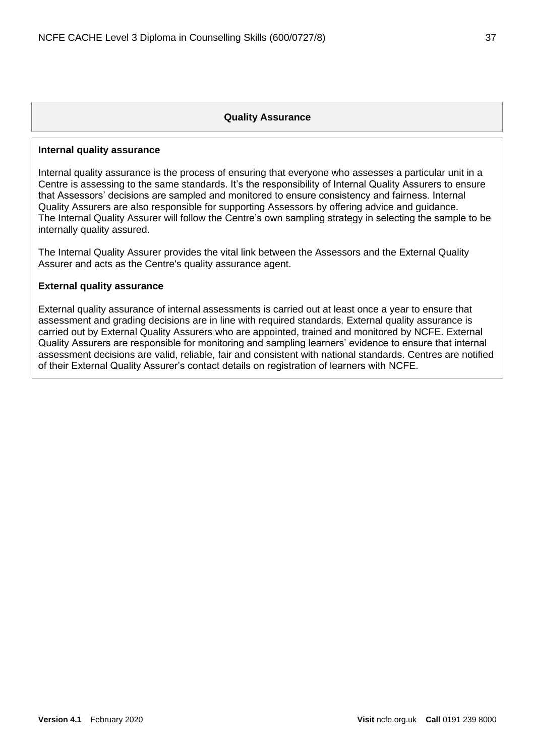## Quality Assurance

### Internal quality assurance

Internal quality assurance is the process of ensuring that everyone who assesses a particular unit in a Centre is assessing to the same standards. It's the responsibility of Internal Quality Assurers to ensure that Assessors' decisions are sampled and monitored to ensure consistency and fairness. Internal Quality Assurers are also responsible for supporting Assessors by offering advice and guidance. The Internal Quality Assurer will follow the Centre's own sampling strategy in selecting the sample to be internally quality assured.

The Internal Quality Assurer provides the vital link between the Assessors and the External Quality Assurer and acts as the Centre's quality assurance agent.

### External quality assurance

External quality assurance of internal assessments is carried out at least once a year to ensure that assessment and grading decisions are in line with required standards. External quality assurance is carried out by External Quality Assurers who are appointed, trained and monitored by NCFE. External Quality Assurers are responsible for monitoring and sampling learners' evidence to ensure that internal assessment decisions are valid, reliable, fair and consistent with national standards. Centres are notified of their External Quality Assurer's contact details on registration of learners with NCFE.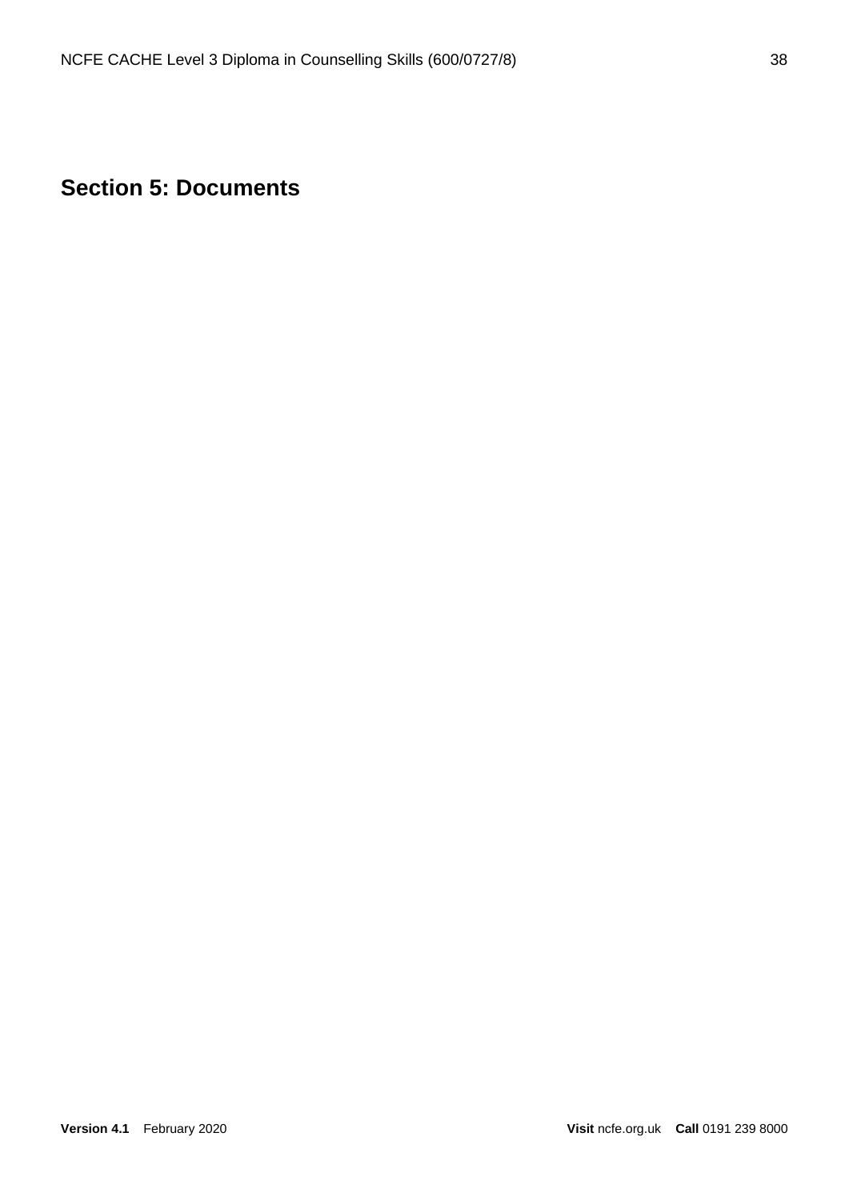## Section 5: Documents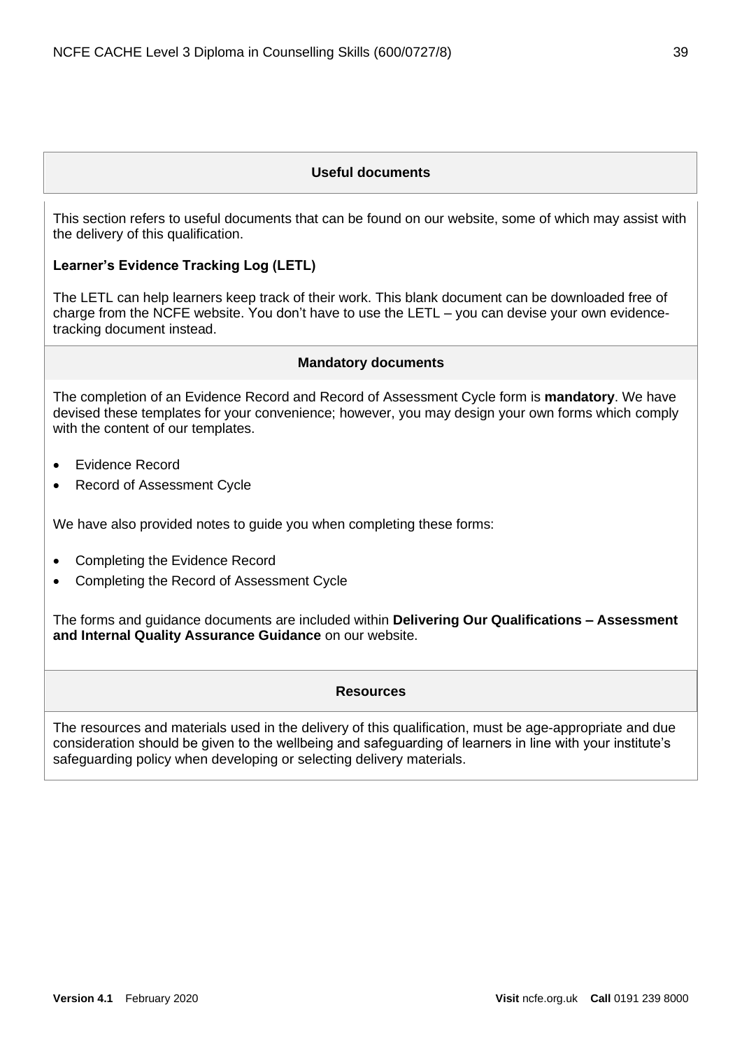## Useful documents

This section refers to useful documents that can be found on our website, some of which may assist with the delivery of this qualification.

**Learner's Evidence Tracking Log (LETL)**

The LETL can help learners keep track of their work. This blank document can be downloaded free of charge from the NCFE website. You don't have to use the LETL – you can devise your own evidence-tracking document instead.

## Mandatory documents

The completion of an Evidence Record and Record of Assessment Cycle form is **mandatory**. We have devised these templates for your convenience; however, you may design your own forms which comply with the content of our templates.

- Evidence Record
- Record of Assessment Cycle

We have also provided notes to guide you when completing these forms:

- Completing the Evidence Record
- Completing the Record of Assessment Cycle

The forms and guidance documents are included within **Delivering Our Qualifications – Assessment and Internal Quality Assurance Guidance** on our website.

## Resources

The resources and materials used in the delivery of this qualification, must be age-appropriate and due consideration should be given to the wellbeing and safeguarding of learners in line with your institute's safeguarding policy when developing or selecting delivery materials.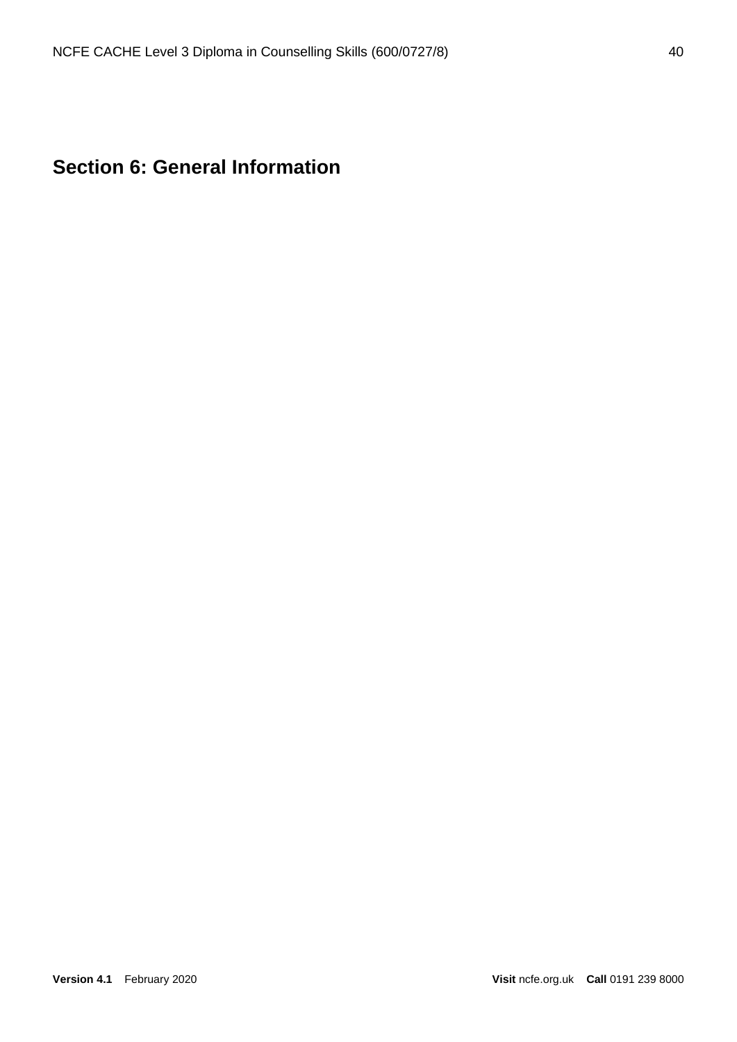# Section 6: General Information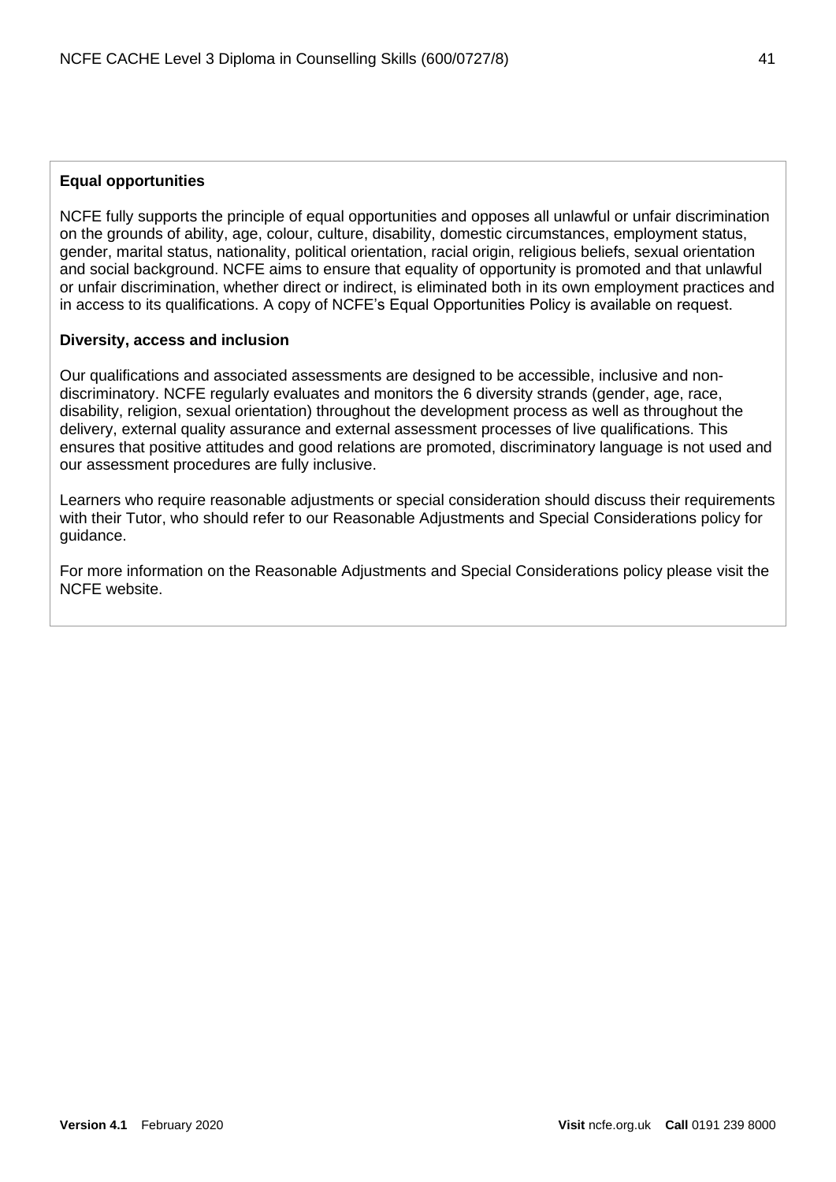**Equal opportunities**

NCFE fully supports the principle of equal opportunities and opposes all unlawful or unfair discrimination on the grounds of ability, age, colour, culture, disability, domestic circumstances, employment status, gender, marital status, nationality, political orientation, racial origin, religious beliefs, sexual orientation and social background. NCFE aims to ensure that equality of opportunity is promoted and that unlawful or unfair discrimination, whether direct or indirect, is eliminated both in its own employment practices and in access to its qualifications. A copy of NCFE's Equal Opportunities Policy is available on request.

**Diversity, access and inclusion**

Our qualifications and associated assessments are designed to be accessible, inclusive and non-discriminatory. NCFE regularly evaluates and monitors the 6 diversity strands (gender, age, race, disability, religion, sexual orientation) throughout the development process as well as throughout the delivery, external quality assurance and external assessment processes of live qualifications. This ensures that positive attitudes and good relations are promoted, discriminatory language is not used and our assessment procedures are fully inclusive.

Learners who require reasonable adjustments or special consideration should discuss their requirements with their Tutor, who should refer to our Reasonable Adjustments and Special Considerations policy for guidance.

For more information on the Reasonable Adjustments and Special Considerations policy please visit the NCFE website.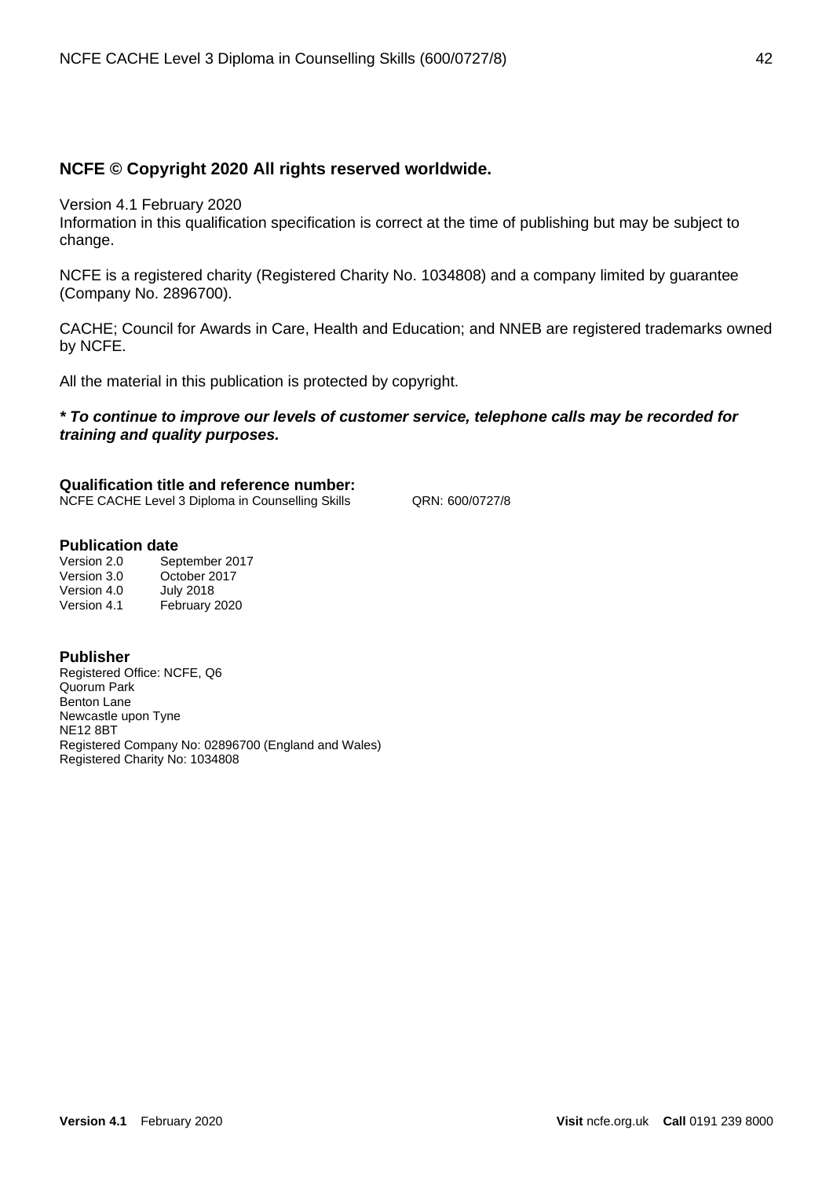**NCFE © Copyright 2020 All rights reserved worldwide.**

Version 4.1 February 2020
Information in this qualification specification is correct at the time of publishing but may be subject to change.

NCFE is a registered charity (Registered Charity No. 1034808) and a company limited by guarantee (Company No. 2896700).

CACHE; Council for Awards in Care, Health and Education; and NNEB are registered trademarks owned by NCFE.

All the material in this publication is protected by copyright.

***** ***To continue to improve our levels of customer service, telephone calls may be recorded for training and quality purposes.***

**Qualification title and reference number:**
NCFE CACHE Level 3 Diploma in Counselling Skills QRN: 600/0727/8

**Publication date**

| | |
|---|---|
| Version 2.0 | September 2017 |
| Version 3.0 | October 2017 |
| Version 4.0 | July 2018 |
| Version 4.1 | February 2020 |

**Publisher**
Registered Office: NCFE, Q6
Quorum Park
Benton Lane
Newcastle upon Tyne
NE12 8BT
Registered Company No: 02896700 (England and Wales)
Registered Charity No: 1034808